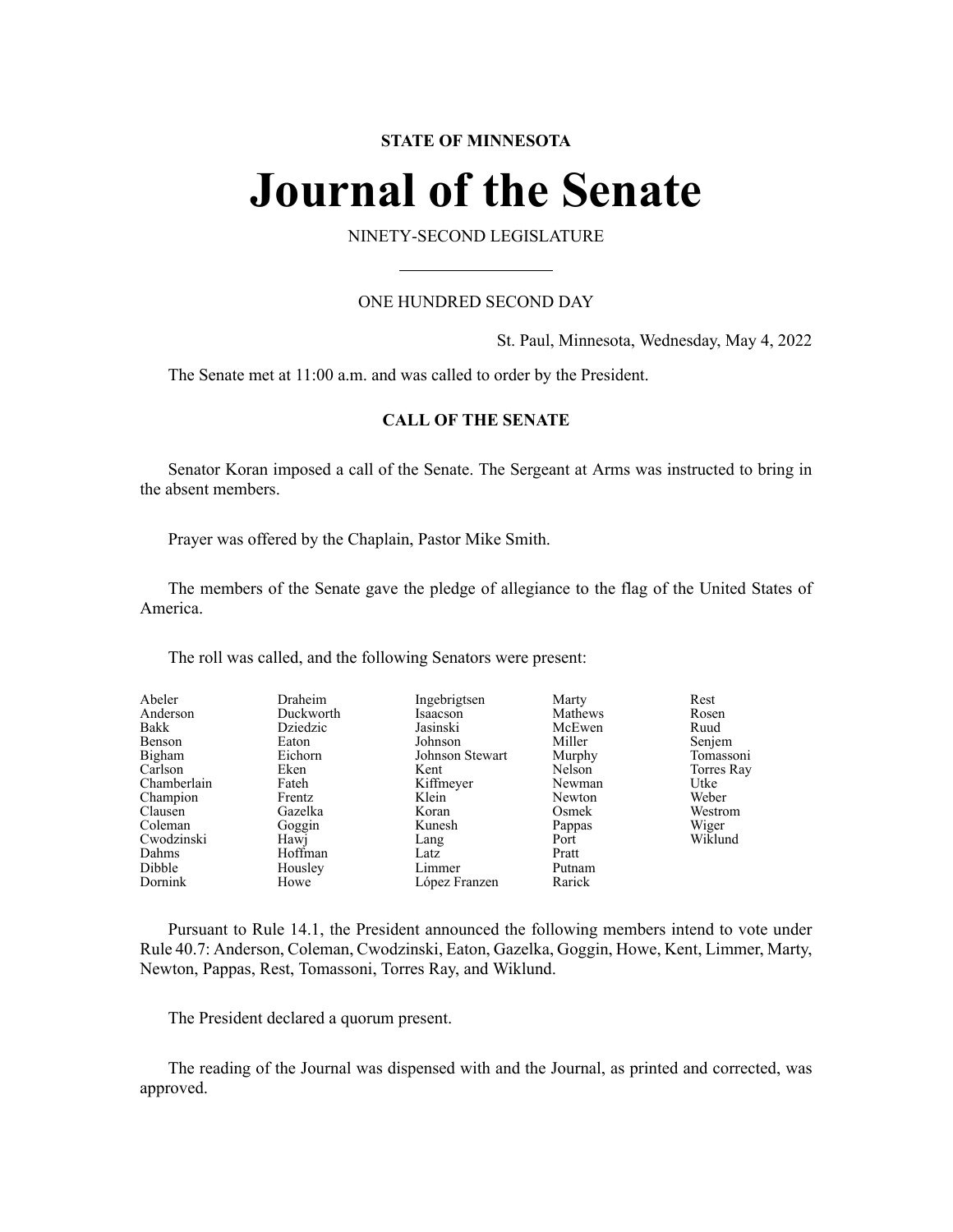**STATE OF MINNESOTA**

# Journal of the Senate

NINETY-SECOND LEGISLATURE

ONE HUNDRED SECOND DAY

St. Paul, Minnesota, Wednesday, May 4, 2022

The Senate met at 11:00 a.m. and was called to order by the President.

## CALL OF THE SENATE

Senator Koran imposed a call of the Senate. The Sergeant at Arms was instructed to bring in the absent members.

Prayer was offered by the Chaplain, Pastor Mike Smith.

The members of the Senate gave the pledge of allegiance to the flag of the United States of America.

The roll was called, and the following Senators were present:

| | | | | |
|---|---|---|---|---|
| Abeler | Draheim | Ingebrigtsen | Marty | Rest |
| Anderson | Duckworth | Isaacson | Mathews | Rosen |
| Bakk | Dziedzic | Jasinski | McEwen | Ruud |
| Benson | Eaton | Johnson | Miller | Senjem |
| Bigham | Eichorn | Johnson Stewart | Murphy | Tomassoni |
| Carlson | Eken | Kent | Nelson | Torres Ray |
| Chamberlain | Fateh | Kiffmeyer | Newman | Utke |
| Champion | Frentz | Klein | Newton | Weber |
| Clausen | Gazelka | Koran | Osmek | Westrom |
| Coleman | Goggin | Kunesh | Pappas | Wiger |
| Cwodzinski | Hawj | Lang | Port | Wiklund |
| Dahms | Hoffman | Latz | Pratt | |
| Dibble | Housley | Limmer | Putnam | |
| Dornink | Howe | López Franzen | Rarick | |

Pursuant to Rule 14.1, the President announced the following members intend to vote under Rule 40.7: Anderson, Coleman, Cwodzinski, Eaton, Gazelka, Goggin, Howe, Kent, Limmer, Marty, Newton, Pappas, Rest, Tomassoni, Torres Ray, and Wiklund.

The President declared a quorum present.

The reading of the Journal was dispensed with and the Journal, as printed and corrected, was approved.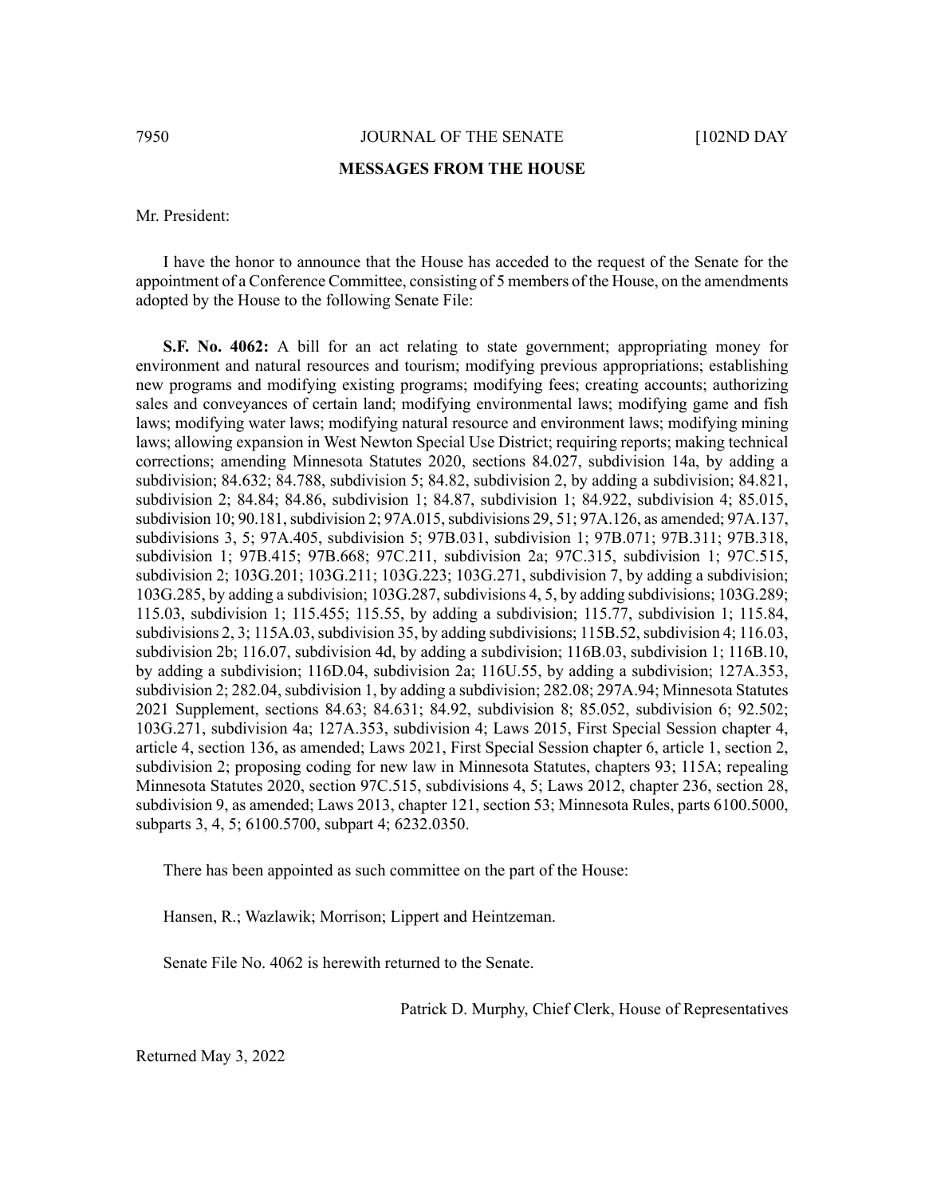## MESSAGES FROM THE HOUSE

Mr. President:

I have the honor to announce that the House has acceded to the request of the Senate for the appointment of a Conference Committee, consisting of 5 members of the House, on the amendments adopted by the House to the following Senate File:

**S.F. No. 4062:** A bill for an act relating to state government; appropriating money for environment and natural resources and tourism; modifying previous appropriations; establishing new programs and modifying existing programs; modifying fees; creating accounts; authorizing sales and conveyances of certain land; modifying environmental laws; modifying game and fish laws; modifying water laws; modifying natural resource and environment laws; modifying mining laws; allowing expansion in West Newton Special Use District; requiring reports; making technical corrections; amending Minnesota Statutes 2020, sections 84.027, subdivision 14a, by adding a subdivision; 84.632; 84.788, subdivision 5; 84.82, subdivision 2, by adding a subdivision; 84.821, subdivision 2; 84.84; 84.86, subdivision 1; 84.87, subdivision 1; 84.922, subdivision 4; 85.015, subdivision 10; 90.181, subdivision 2; 97A.015, subdivisions 29, 51; 97A.126, as amended; 97A.137, subdivisions 3, 5; 97A.405, subdivision 5; 97B.031, subdivision 1; 97B.071; 97B.311; 97B.318, subdivision 1; 97B.415; 97B.668; 97C.211, subdivision 2a; 97C.315, subdivision 1; 97C.515, subdivision 2; 103G.201; 103G.211; 103G.223; 103G.271, subdivision 7, by adding a subdivision; 103G.285, by adding a subdivision; 103G.287, subdivisions 4, 5, by adding subdivisions; 103G.289; 115.03, subdivision 1; 115.455; 115.55, by adding a subdivision; 115.77, subdivision 1; 115.84, subdivisions 2, 3; 115A.03, subdivision 35, by adding subdivisions; 115B.52, subdivision 4; 116.03, subdivision 2b; 116.07, subdivision 4d, by adding a subdivision; 116B.03, subdivision 1; 116B.10, by adding a subdivision; 116D.04, subdivision 2a; 116U.55, by adding a subdivision; 127A.353, subdivision 2; 282.04, subdivision 1, by adding a subdivision; 282.08; 297A.94; Minnesota Statutes 2021 Supplement, sections 84.63; 84.631; 84.92, subdivision 8; 85.052, subdivision 6; 92.502; 103G.271, subdivision 4a; 127A.353, subdivision 4; Laws 2015, First Special Session chapter 4, article 4, section 136, as amended; Laws 2021, First Special Session chapter 6, article 1, section 2, subdivision 2; proposing coding for new law in Minnesota Statutes, chapters 93; 115A; repealing Minnesota Statutes 2020, section 97C.515, subdivisions 4, 5; Laws 2012, chapter 236, section 28, subdivision 9, as amended; Laws 2013, chapter 121, section 53; Minnesota Rules, parts 6100.5000, subparts 3, 4, 5; 6100.5700, subpart 4; 6232.0350.

There has been appointed as such committee on the part of the House:

Hansen, R.; Wazlawik; Morrison; Lippert and Heintzeman.

Senate File No. 4062 is herewith returned to the Senate.

Patrick D. Murphy, Chief Clerk, House of Representatives

Returned May 3, 2022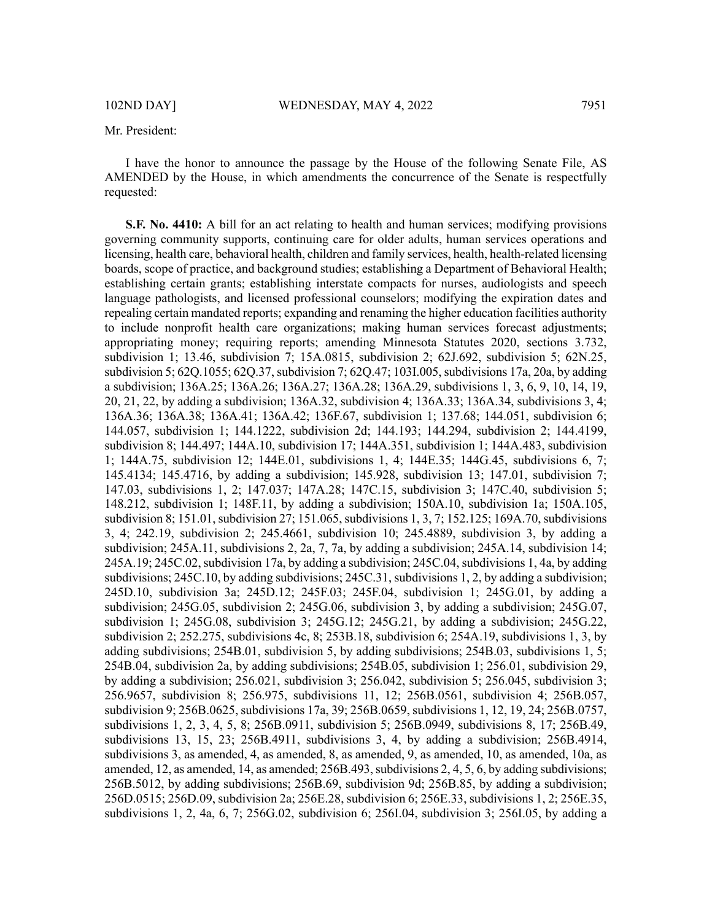Mr. President:

I have the honor to announce the passage by the House of the following Senate File, AS AMENDED by the House, in which amendments the concurrence of the Senate is respectfully requested:

**S.F. No. 4410:** A bill for an act relating to health and human services; modifying provisions governing community supports, continuing care for older adults, human services operations and licensing, health care, behavioral health, children and family services, health, health-related licensing boards, scope of practice, and background studies; establishing a Department of Behavioral Health; establishing certain grants; establishing interstate compacts for nurses, audiologists and speech language pathologists, and licensed professional counselors; modifying the expiration dates and repealing certain mandated reports; expanding and renaming the higher education facilities authority to include nonprofit health care organizations; making human services forecast adjustments; appropriating money; requiring reports; amending Minnesota Statutes 2020, sections 3.732, subdivision 1; 13.46, subdivision 7; 15A.0815, subdivision 2; 62J.692, subdivision 5; 62N.25, subdivision 5; 62Q.1055; 62Q.37, subdivision 7; 62Q.47; 103I.005, subdivisions 17a, 20a, by adding a subdivision; 136A.25; 136A.26; 136A.27; 136A.28; 136A.29, subdivisions 1, 3, 6, 9, 10, 14, 19, 20, 21, 22, by adding a subdivision; 136A.32, subdivision 4; 136A.33; 136A.34, subdivisions 3, 4; 136A.36; 136A.38; 136A.41; 136A.42; 136F.67, subdivision 1; 137.68; 144.051, subdivision 6; 144.057, subdivision 1; 144.1222, subdivision 2d; 144.193; 144.294, subdivision 2; 144.4199, subdivision 8; 144.497; 144A.10, subdivision 17; 144A.351, subdivision 1; 144A.483, subdivision 1; 144A.75, subdivision 12; 144E.01, subdivisions 1, 4; 144E.35; 144G.45, subdivisions 6, 7; 145.4134; 145.4716, by adding a subdivision; 145.928, subdivision 13; 147.01, subdivision 7; 147.03, subdivisions 1, 2; 147.037; 147A.28; 147C.15, subdivision 3; 147C.40, subdivision 5; 148.212, subdivision 1; 148F.11, by adding a subdivision; 150A.10, subdivision 1a; 150A.105, subdivision 8; 151.01, subdivision 27; 151.065, subdivisions 1, 3, 7; 152.125; 169A.70, subdivisions 3, 4; 242.19, subdivision 2; 245.4661, subdivision 10; 245.4889, subdivision 3, by adding a subdivision; 245A.11, subdivisions 2, 2a, 7, 7a, by adding a subdivision; 245A.14, subdivision 14; 245A.19; 245C.02, subdivision 17a, by adding a subdivision; 245C.04, subdivisions 1, 4a, by adding subdivisions; 245C.10, by adding subdivisions; 245C.31, subdivisions 1, 2, by adding a subdivision; 245D.10, subdivision 3a; 245D.12; 245F.03; 245F.04, subdivision 1; 245G.01, by adding a subdivision; 245G.05, subdivision 2; 245G.06, subdivision 3, by adding a subdivision; 245G.07, subdivision 1; 245G.08, subdivision 3; 245G.12; 245G.21, by adding a subdivision; 245G.22, subdivision 2; 252.275, subdivisions 4c, 8; 253B.18, subdivision 6; 254A.19, subdivisions 1, 3, by adding subdivisions; 254B.01, subdivision 5, by adding subdivisions; 254B.03, subdivisions 1, 5; 254B.04, subdivision 2a, by adding subdivisions; 254B.05, subdivision 1; 256.01, subdivision 29, by adding a subdivision; 256.021, subdivision 3; 256.042, subdivision 5; 256.045, subdivision 3; 256.9657, subdivision 8; 256.975, subdivisions 11, 12; 256B.0561, subdivision 4; 256B.057, subdivision 9; 256B.0625, subdivisions 17a, 39; 256B.0659, subdivisions 1, 12, 19, 24; 256B.0757, subdivisions 1, 2, 3, 4, 5, 8; 256B.0911, subdivision 5; 256B.0949, subdivisions 8, 17; 256B.49, subdivisions 13, 15, 23; 256B.4911, subdivisions 3, 4, by adding a subdivision; 256B.4914, subdivisions 3, as amended, 4, as amended, 8, as amended, 9, as amended, 10, as amended, 10a, as amended, 12, as amended, 14, as amended; 256B.493, subdivisions 2, 4, 5, 6, by adding subdivisions; 256B.5012, by adding subdivisions; 256B.69, subdivision 9d; 256B.85, by adding a subdivision; 256D.0515; 256D.09, subdivision 2a; 256E.28, subdivision 6; 256E.33, subdivisions 1, 2; 256E.35, subdivisions 1, 2, 4a, 6, 7; 256G.02, subdivision 6; 256I.04, subdivision 3; 256I.05, by adding a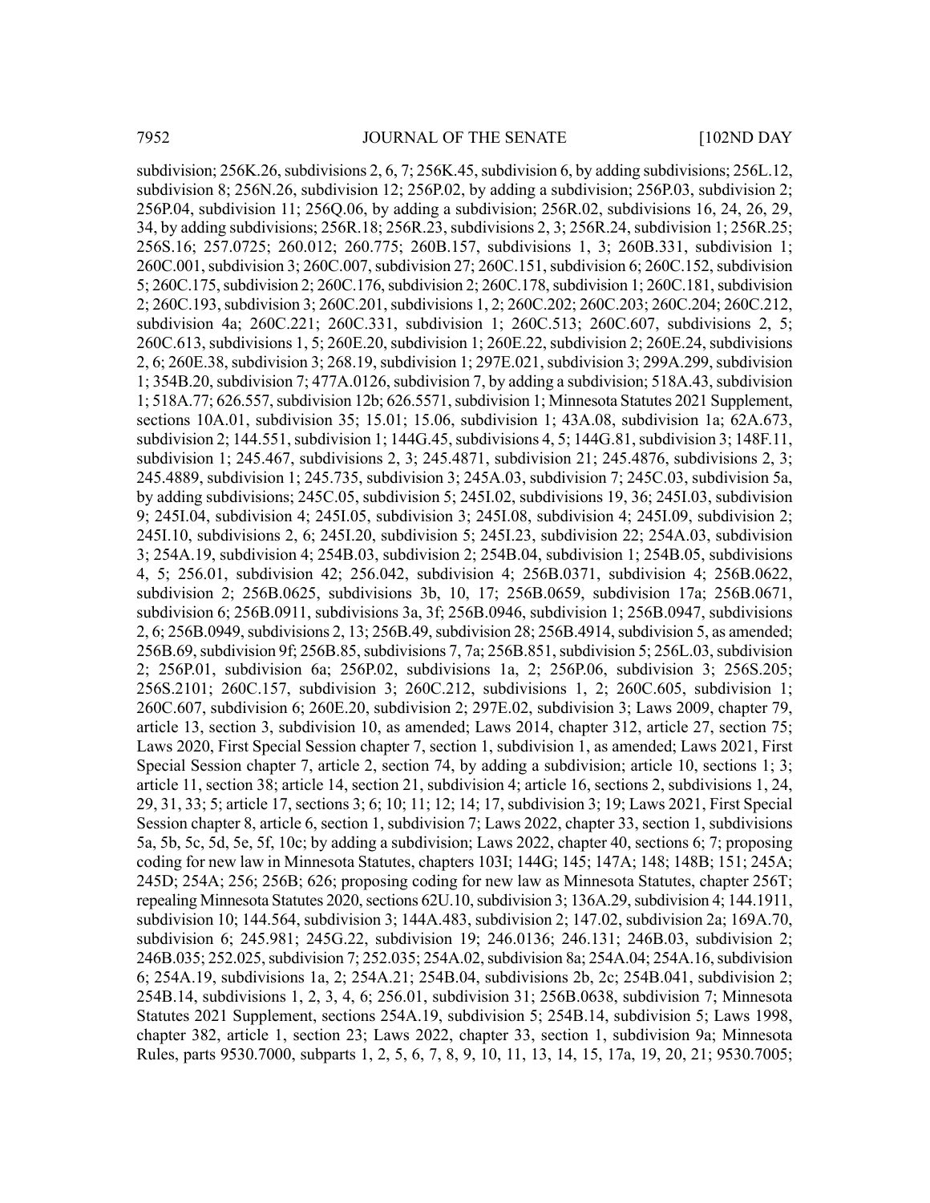subdivision; 256K.26, subdivisions 2, 6, 7; 256K.45, subdivision 6, by adding subdivisions; 256L.12, subdivision 8; 256N.26, subdivision 12; 256P.02, by adding a subdivision; 256P.03, subdivision 2; 256P.04, subdivision 11; 256Q.06, by adding a subdivision; 256R.02, subdivisions 16, 24, 26, 29, 34, by adding subdivisions; 256R.18; 256R.23, subdivisions 2, 3; 256R.24, subdivision 1; 256R.25; 256S.16; 257.0725; 260.012; 260.775; 260B.157, subdivisions 1, 3; 260B.331, subdivision 1; 260C.001, subdivision 3; 260C.007, subdivision 27; 260C.151, subdivision 6; 260C.152, subdivision 5; 260C.175, subdivision 2; 260C.176, subdivision 2; 260C.178, subdivision 1; 260C.181, subdivision 2; 260C.193, subdivision 3; 260C.201, subdivisions 1, 2; 260C.202; 260C.203; 260C.204; 260C.212, subdivision 4a; 260C.221; 260C.331, subdivision 1; 260C.513; 260C.607, subdivisions 2, 5; 260C.613, subdivisions 1, 5; 260E.20, subdivision 1; 260E.22, subdivision 2; 260E.24, subdivisions 2, 6; 260E.38, subdivision 3; 268.19, subdivision 1; 297E.021, subdivision 3; 299A.299, subdivision 1; 354B.20, subdivision 7; 477A.0126, subdivision 7, by adding a subdivision; 518A.43, subdivision 1; 518A.77; 626.557, subdivision 12b; 626.5571, subdivision 1; Minnesota Statutes 2021 Supplement, sections 10A.01, subdivision 35; 15.01; 15.06, subdivision 1; 43A.08, subdivision 1a; 62A.673, subdivision 2; 144.551, subdivision 1; 144G.45, subdivisions 4, 5; 144G.81, subdivision 3; 148F.11, subdivision 1; 245.467, subdivisions 2, 3; 245.4871, subdivision 21; 245.4876, subdivisions 2, 3; 245.4889, subdivision 1; 245.735, subdivision 3; 245A.03, subdivision 7; 245C.03, subdivision 5a, by adding subdivisions; 245C.05, subdivision 5; 245I.02, subdivisions 19, 36; 245I.03, subdivision 9; 245I.04, subdivision 4; 245I.05, subdivision 3; 245I.08, subdivision 4; 245I.09, subdivision 2; 245I.10, subdivisions 2, 6; 245I.20, subdivision 5; 245I.23, subdivision 22; 254A.03, subdivision 3; 254A.19, subdivision 4; 254B.03, subdivision 2; 254B.04, subdivision 1; 254B.05, subdivisions 4, 5; 256.01, subdivision 42; 256.042, subdivision 4; 256B.0371, subdivision 4; 256B.0622, subdivision 2; 256B.0625, subdivisions 3b, 10, 17; 256B.0659, subdivision 17a; 256B.0671, subdivision 6; 256B.0911, subdivisions 3a, 3f; 256B.0946, subdivision 1; 256B.0947, subdivisions 2, 6; 256B.0949, subdivisions 2, 13; 256B.49, subdivision 28; 256B.4914, subdivision 5, as amended; 256B.69, subdivision 9f; 256B.85, subdivisions 7, 7a; 256B.851, subdivision 5; 256L.03, subdivision 2; 256P.01, subdivision 6a; 256P.02, subdivisions 1a, 2; 256P.06, subdivision 3; 256S.205; 256S.2101; 260C.157, subdivision 3; 260C.212, subdivisions 1, 2; 260C.605, subdivision 1; 260C.607, subdivision 6; 260E.20, subdivision 2; 297E.02, subdivision 3; Laws 2009, chapter 79, article 13, section 3, subdivision 10, as amended; Laws 2014, chapter 312, article 27, section 75; Laws 2020, First Special Session chapter 7, section 1, subdivision 1, as amended; Laws 2021, First Special Session chapter 7, article 2, section 74, by adding a subdivision; article 10, sections 1; 3; article 11, section 38; article 14, section 21, subdivision 4; article 16, sections 2, subdivisions 1, 24, 29, 31, 33; 5; article 17, sections 3; 6; 10; 11; 12; 14; 17, subdivision 3; 19; Laws 2021, First Special Session chapter 8, article 6, section 1, subdivision 7; Laws 2022, chapter 33, section 1, subdivisions 5a, 5b, 5c, 5d, 5e, 5f, 10c; by adding a subdivision; Laws 2022, chapter 40, sections 6; 7; proposing coding for new law in Minnesota Statutes, chapters 103I; 144G; 145; 147A; 148; 148B; 151; 245A; 245D; 254A; 256; 256B; 626; proposing coding for new law as Minnesota Statutes, chapter 256T; repealing Minnesota Statutes 2020, sections 62U.10, subdivision 3; 136A.29, subdivision 4; 144.1911, subdivision 10; 144.564, subdivision 3; 144A.483, subdivision 2; 147.02, subdivision 2a; 169A.70, subdivision 6; 245.981; 245G.22, subdivision 19; 246.0136; 246.131; 246B.03, subdivision 2; 246B.035; 252.025, subdivision 7; 252.035; 254A.02, subdivision 8a; 254A.04; 254A.16, subdivision 6; 254A.19, subdivisions 1a, 2; 254A.21; 254B.04, subdivisions 2b, 2c; 254B.041, subdivision 2; 254B.14, subdivisions 1, 2, 3, 4, 6; 256.01, subdivision 31; 256B.0638, subdivision 7; Minnesota Statutes 2021 Supplement, sections 254A.19, subdivision 5; 254B.14, subdivision 5; Laws 1998, chapter 382, article 1, section 23; Laws 2022, chapter 33, section 1, subdivision 9a; Minnesota Rules, parts 9530.7000, subparts 1, 2, 5, 6, 7, 8, 9, 10, 11, 13, 14, 15, 17a, 19, 20, 21; 9530.7005;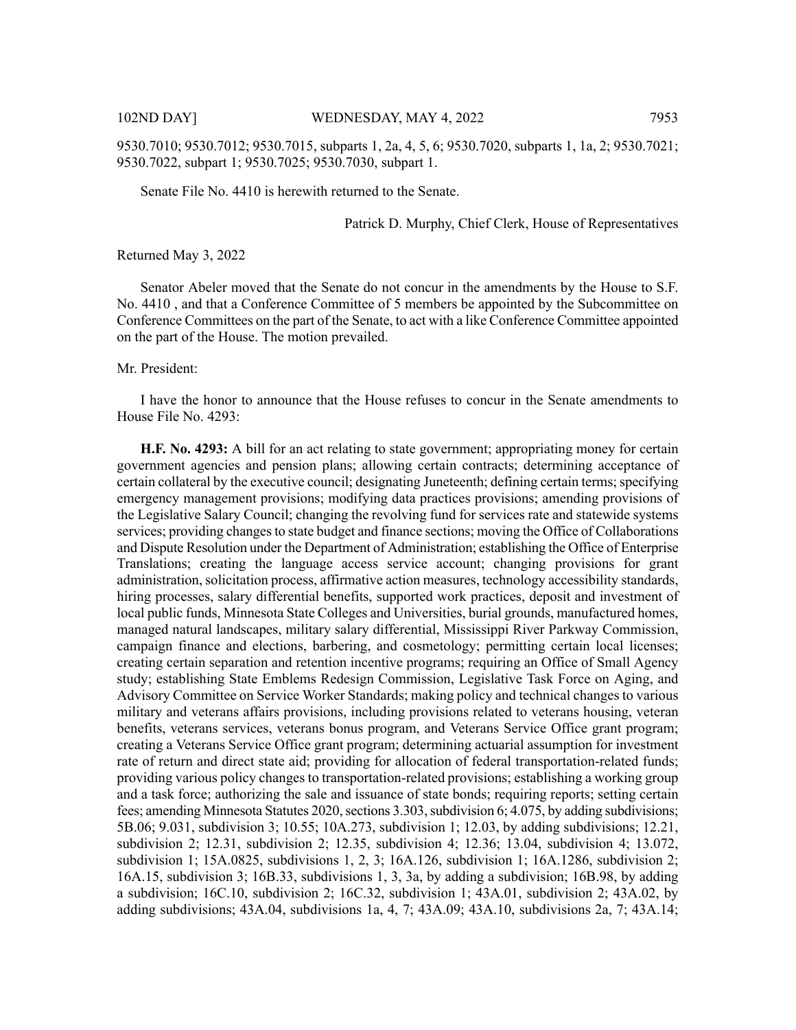9530.7010; 9530.7012; 9530.7015, subparts 1, 2a, 4, 5, 6; 9530.7020, subparts 1, 1a, 2; 9530.7021; 9530.7022, subpart 1; 9530.7025; 9530.7030, subpart 1.

Senate File No. 4410 is herewith returned to the Senate.

Patrick D. Murphy, Chief Clerk, House of Representatives

Returned May 3, 2022

Senator Abeler moved that the Senate do not concur in the amendments by the House to S.F. No. 4410 , and that a Conference Committee of 5 members be appointed by the Subcommittee on Conference Committees on the part of the Senate, to act with a like Conference Committee appointed on the part of the House. The motion prevailed.

Mr. President:

I have the honor to announce that the House refuses to concur in the Senate amendments to House File No. 4293:

**H.F. No. 4293:** A bill for an act relating to state government; appropriating money for certain government agencies and pension plans; allowing certain contracts; determining acceptance of certain collateral by the executive council; designating Juneteenth; defining certain terms; specifying emergency management provisions; modifying data practices provisions; amending provisions of the Legislative Salary Council; changing the revolving fund for services rate and statewide systems services; providing changes to state budget and finance sections; moving the Office of Collaborations and Dispute Resolution under the Department of Administration; establishing the Office of Enterprise Translations; creating the language access service account; changing provisions for grant administration, solicitation process, affirmative action measures, technology accessibility standards, hiring processes, salary differential benefits, supported work practices, deposit and investment of local public funds, Minnesota State Colleges and Universities, burial grounds, manufactured homes, managed natural landscapes, military salary differential, Mississippi River Parkway Commission, campaign finance and elections, barbering, and cosmetology; permitting certain local licenses; creating certain separation and retention incentive programs; requiring an Office of Small Agency study; establishing State Emblems Redesign Commission, Legislative Task Force on Aging, and Advisory Committee on Service Worker Standards; making policy and technical changes to various military and veterans affairs provisions, including provisions related to veterans housing, veteran benefits, veterans services, veterans bonus program, and Veterans Service Office grant program; creating a Veterans Service Office grant program; determining actuarial assumption for investment rate of return and direct state aid; providing for allocation of federal transportation-related funds; providing various policy changes to transportation-related provisions; establishing a working group and a task force; authorizing the sale and issuance of state bonds; requiring reports; setting certain fees; amending Minnesota Statutes 2020, sections 3.303, subdivision 6; 4.075, by adding subdivisions; 5B.06; 9.031, subdivision 3; 10.55; 10A.273, subdivision 1; 12.03, by adding subdivisions; 12.21, subdivision 2; 12.31, subdivision 2; 12.35, subdivision 4; 12.36; 13.04, subdivision 4; 13.072, subdivision 1; 15A.0825, subdivisions 1, 2, 3; 16A.126, subdivision 1; 16A.1286, subdivision 2; 16A.15, subdivision 3; 16B.33, subdivisions 1, 3, 3a, by adding a subdivision; 16B.98, by adding a subdivision; 16C.10, subdivision 2; 16C.32, subdivision 1; 43A.01, subdivision 2; 43A.02, by adding subdivisions; 43A.04, subdivisions 1a, 4, 7; 43A.09; 43A.10, subdivisions 2a, 7; 43A.14;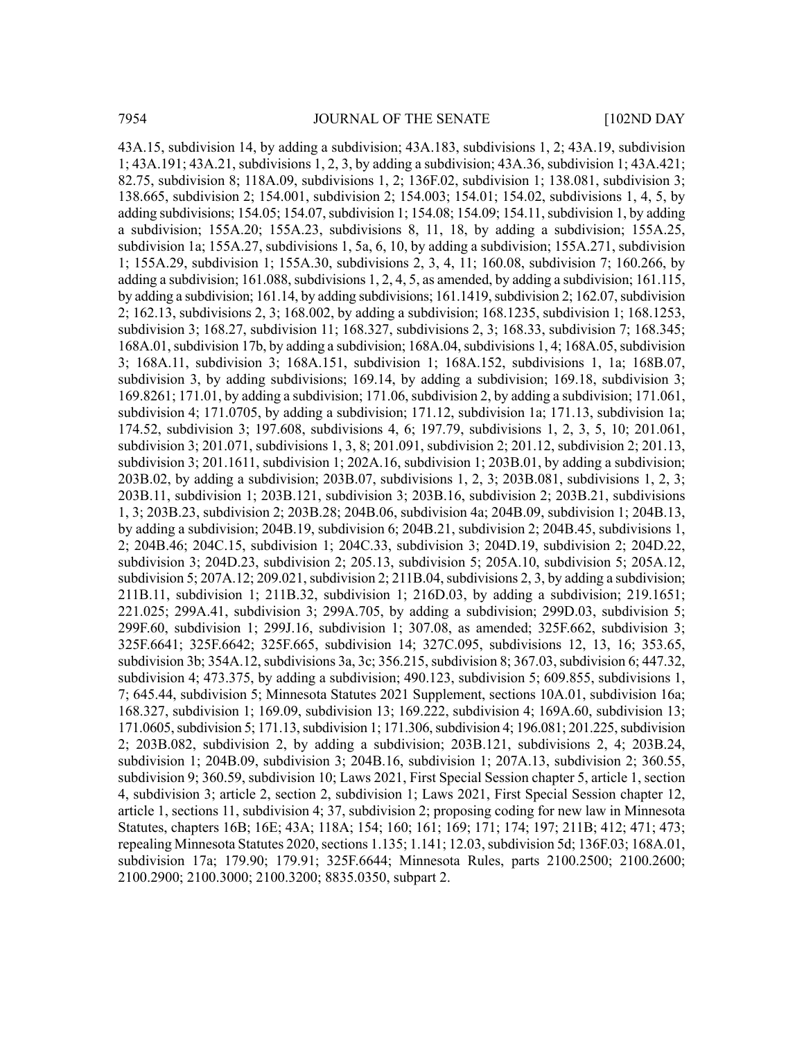43A.15, subdivision 14, by adding a subdivision; 43A.183, subdivisions 1, 2; 43A.19, subdivision 1; 43A.191; 43A.21, subdivisions 1, 2, 3, by adding a subdivision; 43A.36, subdivision 1; 43A.421; 82.75, subdivision 8; 118A.09, subdivisions 1, 2; 136F.02, subdivision 1; 138.081, subdivision 3; 138.665, subdivision 2; 154.001, subdivision 2; 154.003; 154.01; 154.02, subdivisions 1, 4, 5, by adding subdivisions; 154.05; 154.07, subdivision 1; 154.08; 154.09; 154.11, subdivision 1, by adding a subdivision; 155A.20; 155A.23, subdivisions 8, 11, 18, by adding a subdivision; 155A.25, subdivision 1a; 155A.27, subdivisions 1, 5a, 6, 10, by adding a subdivision; 155A.271, subdivision 1; 155A.29, subdivision 1; 155A.30, subdivisions 2, 3, 4, 11; 160.08, subdivision 7; 160.266, by adding a subdivision; 161.088, subdivisions 1, 2, 4, 5, as amended, by adding a subdivision; 161.115, by adding a subdivision; 161.14, by adding subdivisions; 161.1419, subdivision 2; 162.07, subdivision 2; 162.13, subdivisions 2, 3; 168.002, by adding a subdivision; 168.1235, subdivision 1; 168.1253, subdivision 3; 168.27, subdivision 11; 168.327, subdivisions 2, 3; 168.33, subdivision 7; 168.345; 168A.01, subdivision 17b, by adding a subdivision; 168A.04, subdivisions 1, 4; 168A.05, subdivision 3; 168A.11, subdivision 3; 168A.151, subdivision 1; 168A.152, subdivisions 1, 1a; 168B.07, subdivision 3, by adding subdivisions; 169.14, by adding a subdivision; 169.18, subdivision 3; 169.8261; 171.01, by adding a subdivision; 171.06, subdivision 2, by adding a subdivision; 171.061, subdivision 4; 171.0705, by adding a subdivision; 171.12, subdivision 1a; 171.13, subdivision 1a; 174.52, subdivision 3; 197.608, subdivisions 4, 6; 197.79, subdivisions 1, 2, 3, 5, 10; 201.061, subdivision 3; 201.071, subdivisions 1, 3, 8; 201.091, subdivision 2; 201.12, subdivision 2; 201.13, subdivision 3; 201.1611, subdivision 1; 202A.16, subdivision 1; 203B.01, by adding a subdivision; 203B.02, by adding a subdivision; 203B.07, subdivisions 1, 2, 3; 203B.081, subdivisions 1, 2, 3; 203B.11, subdivision 1; 203B.121, subdivision 3; 203B.16, subdivision 2; 203B.21, subdivisions 1, 3; 203B.23, subdivision 2; 203B.28; 204B.06, subdivision 4a; 204B.09, subdivision 1; 204B.13, by adding a subdivision; 204B.19, subdivision 6; 204B.21, subdivision 2; 204B.45, subdivisions 1, 2; 204B.46; 204C.15, subdivision 1; 204C.33, subdivision 3; 204D.19, subdivision 2; 204D.22, subdivision 3; 204D.23, subdivision 2; 205.13, subdivision 5; 205A.10, subdivision 5; 205A.12, subdivision 5; 207A.12; 209.021, subdivision 2; 211B.04, subdivisions 2, 3, by adding a subdivision; 211B.11, subdivision 1; 211B.32, subdivision 1; 216D.03, by adding a subdivision; 219.1651; 221.025; 299A.41, subdivision 3; 299A.705, by adding a subdivision; 299D.03, subdivision 5; 299F.60, subdivision 1; 299J.16, subdivision 1; 307.08, as amended; 325F.662, subdivision 3; 325F.6641; 325F.6642; 325F.665, subdivision 14; 327C.095, subdivisions 12, 13, 16; 353.65, subdivision 3b; 354A.12, subdivisions 3a, 3c; 356.215, subdivision 8; 367.03, subdivision 6; 447.32, subdivision 4; 473.375, by adding a subdivision; 490.123, subdivision 5; 609.855, subdivisions 1, 7; 645.44, subdivision 5; Minnesota Statutes 2021 Supplement, sections 10A.01, subdivision 16a; 168.327, subdivision 1; 169.09, subdivision 13; 169.222, subdivision 4; 169A.60, subdivision 13; 171.0605, subdivision 5; 171.13, subdivision 1; 171.306, subdivision 4; 196.081; 201.225, subdivision 2; 203B.082, subdivision 2, by adding a subdivision; 203B.121, subdivisions 2, 4; 203B.24, subdivision 1; 204B.09, subdivision 3; 204B.16, subdivision 1; 207A.13, subdivision 2; 360.55, subdivision 9; 360.59, subdivision 10; Laws 2021, First Special Session chapter 5, article 1, section 4, subdivision 3; article 2, section 2, subdivision 1; Laws 2021, First Special Session chapter 12, article 1, sections 11, subdivision 4; 37, subdivision 2; proposing coding for new law in Minnesota Statutes, chapters 16B; 16E; 43A; 118A; 154; 160; 161; 169; 171; 174; 197; 211B; 412; 471; 473; repealing Minnesota Statutes 2020, sections 1.135; 1.141; 12.03, subdivision 5d; 136F.03; 168A.01, subdivision 17a; 179.90; 179.91; 325F.6644; Minnesota Rules, parts 2100.2500; 2100.2600; 2100.2900; 2100.3000; 2100.3200; 8835.0350, subpart 2.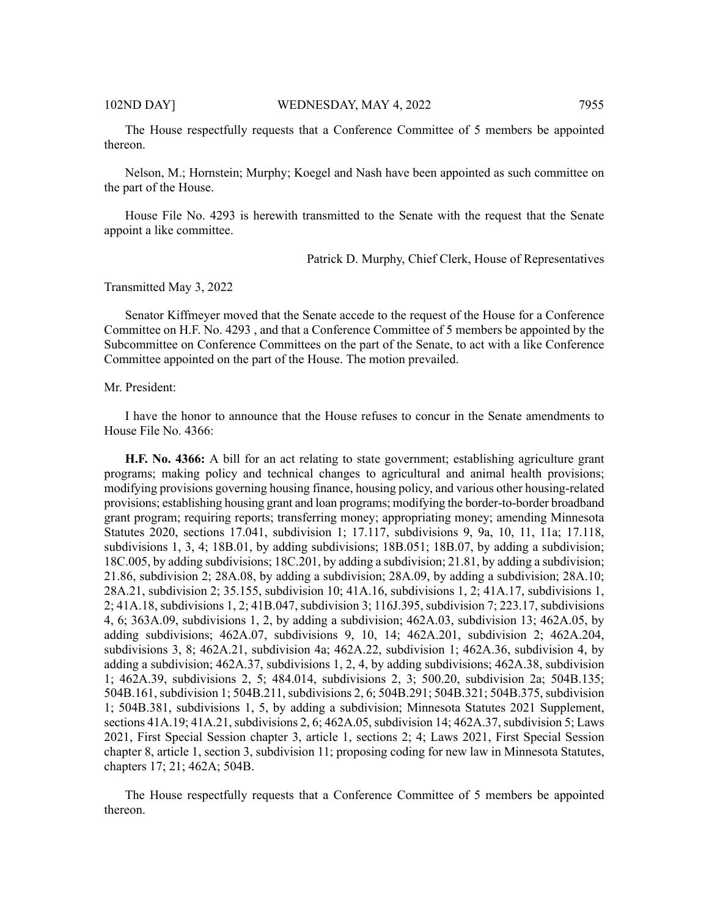The House respectfully requests that a Conference Committee of 5 members be appointed thereon.

Nelson, M.; Hornstein; Murphy; Koegel and Nash have been appointed as such committee on the part of the House.

House File No. 4293 is herewith transmitted to the Senate with the request that the Senate appoint a like committee.

Patrick D. Murphy, Chief Clerk, House of Representatives

Transmitted May 3, 2022

Senator Kiffmeyer moved that the Senate accede to the request of the House for a Conference Committee on H.F. No. 4293 , and that a Conference Committee of 5 members be appointed by the Subcommittee on Conference Committees on the part of the Senate, to act with a like Conference Committee appointed on the part of the House. The motion prevailed.

Mr. President:

I have the honor to announce that the House refuses to concur in the Senate amendments to House File No. 4366:

**H.F. No. 4366:** A bill for an act relating to state government; establishing agriculture grant programs; making policy and technical changes to agricultural and animal health provisions; modifying provisions governing housing finance, housing policy, and various other housing-related provisions; establishing housing grant and loan programs; modifying the border-to-border broadband grant program; requiring reports; transferring money; appropriating money; amending Minnesota Statutes 2020, sections 17.041, subdivision 1; 17.117, subdivisions 9, 9a, 10, 11, 11a; 17.118, subdivisions 1, 3, 4; 18B.01, by adding subdivisions; 18B.051; 18B.07, by adding a subdivision; 18C.005, by adding subdivisions; 18C.201, by adding a subdivision; 21.81, by adding a subdivision; 21.86, subdivision 2; 28A.08, by adding a subdivision; 28A.09, by adding a subdivision; 28A.10; 28A.21, subdivision 2; 35.155, subdivision 10; 41A.16, subdivisions 1, 2; 41A.17, subdivisions 1, 2; 41A.18, subdivisions 1, 2; 41B.047, subdivision 3; 116J.395, subdivision 7; 223.17, subdivisions 4, 6; 363A.09, subdivisions 1, 2, by adding a subdivision; 462A.03, subdivision 13; 462A.05, by adding subdivisions; 462A.07, subdivisions 9, 10, 14; 462A.201, subdivision 2; 462A.204, subdivisions 3, 8; 462A.21, subdivision 4a; 462A.22, subdivision 1; 462A.36, subdivision 4, by adding a subdivision; 462A.37, subdivisions 1, 2, 4, by adding subdivisions; 462A.38, subdivision 1; 462A.39, subdivisions 2, 5; 484.014, subdivisions 2, 3; 500.20, subdivision 2a; 504B.135; 504B.161, subdivision 1; 504B.211, subdivisions 2, 6; 504B.291; 504B.321; 504B.375, subdivision 1; 504B.381, subdivisions 1, 5, by adding a subdivision; Minnesota Statutes 2021 Supplement, sections 41A.19; 41A.21, subdivisions 2, 6; 462A.05, subdivision 14; 462A.37, subdivision 5; Laws 2021, First Special Session chapter 3, article 1, sections 2; 4; Laws 2021, First Special Session chapter 8, article 1, section 3, subdivision 11; proposing coding for new law in Minnesota Statutes, chapters 17; 21; 462A; 504B.

The House respectfully requests that a Conference Committee of 5 members be appointed thereon.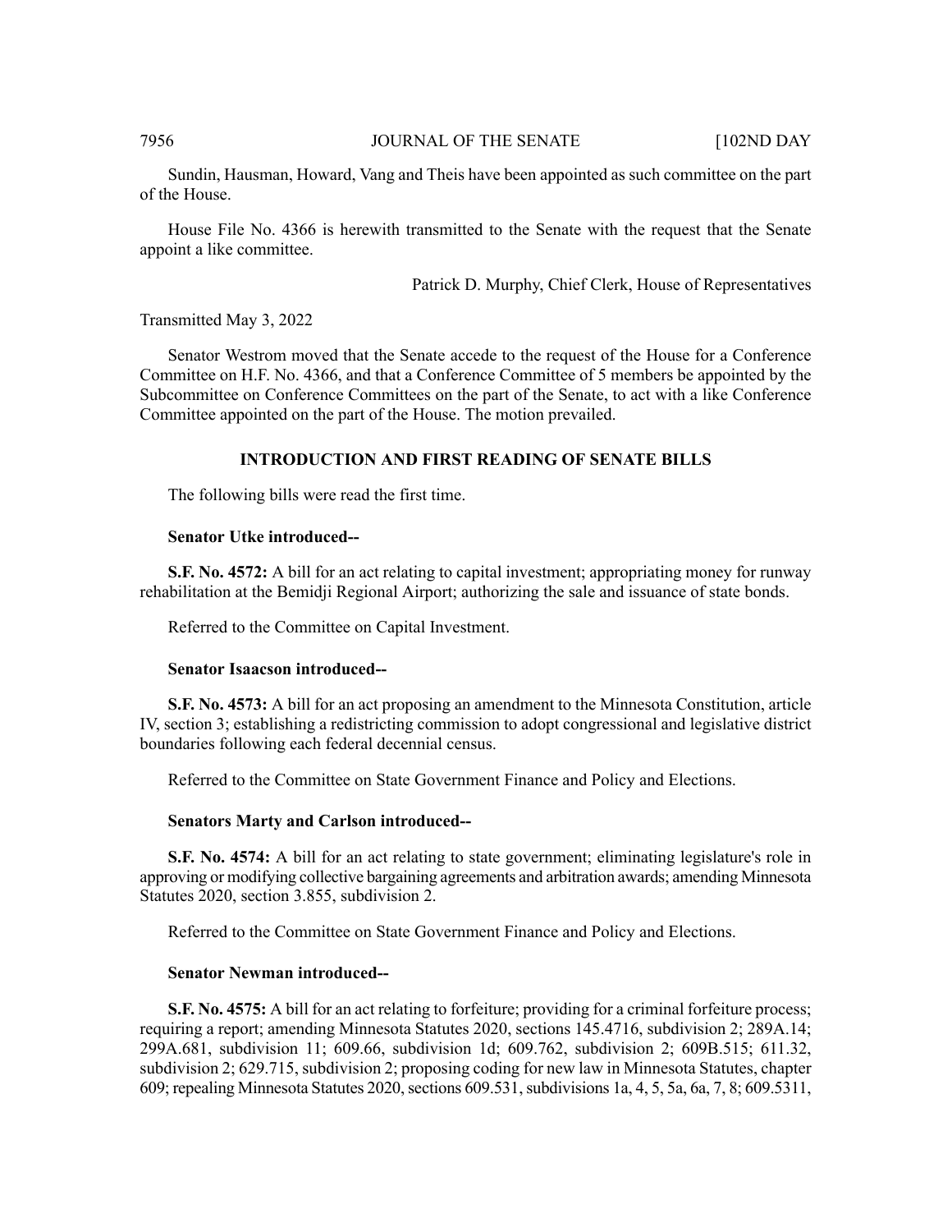Sundin, Hausman, Howard, Vang and Theis have been appointed as such committee on the part of the House.

House File No. 4366 is herewith transmitted to the Senate with the request that the Senate appoint a like committee.

Patrick D. Murphy, Chief Clerk, House of Representatives

Transmitted May 3, 2022

Senator Westrom moved that the Senate accede to the request of the House for a Conference Committee on H.F. No. 4366, and that a Conference Committee of 5 members be appointed by the Subcommittee on Conference Committees on the part of the Senate, to act with a like Conference Committee appointed on the part of the House. The motion prevailed.

## INTRODUCTION AND FIRST READING OF SENATE BILLS

The following bills were read the first time.

**Senator Utke introduced--**

**S.F. No. 4572:** A bill for an act relating to capital investment; appropriating money for runway rehabilitation at the Bemidji Regional Airport; authorizing the sale and issuance of state bonds.

Referred to the Committee on Capital Investment.

**Senator Isaacson introduced--**

**S.F. No. 4573:** A bill for an act proposing an amendment to the Minnesota Constitution, article IV, section 3; establishing a redistricting commission to adopt congressional and legislative district boundaries following each federal decennial census.

Referred to the Committee on State Government Finance and Policy and Elections.

**Senators Marty and Carlson introduced--**

**S.F. No. 4574:** A bill for an act relating to state government; eliminating legislature's role in approving or modifying collective bargaining agreements and arbitration awards; amending Minnesota Statutes 2020, section 3.855, subdivision 2.

Referred to the Committee on State Government Finance and Policy and Elections.

**Senator Newman introduced--**

**S.F. No. 4575:** A bill for an act relating to forfeiture; providing for a criminal forfeiture process; requiring a report; amending Minnesota Statutes 2020, sections 145.4716, subdivision 2; 289A.14; 299A.681, subdivision 11; 609.66, subdivision 1d; 609.762, subdivision 2; 609B.515; 611.32, subdivision 2; 629.715, subdivision 2; proposing coding for new law in Minnesota Statutes, chapter 609; repealing Minnesota Statutes 2020, sections 609.531, subdivisions 1a, 4, 5, 5a, 6a, 7, 8; 609.5311,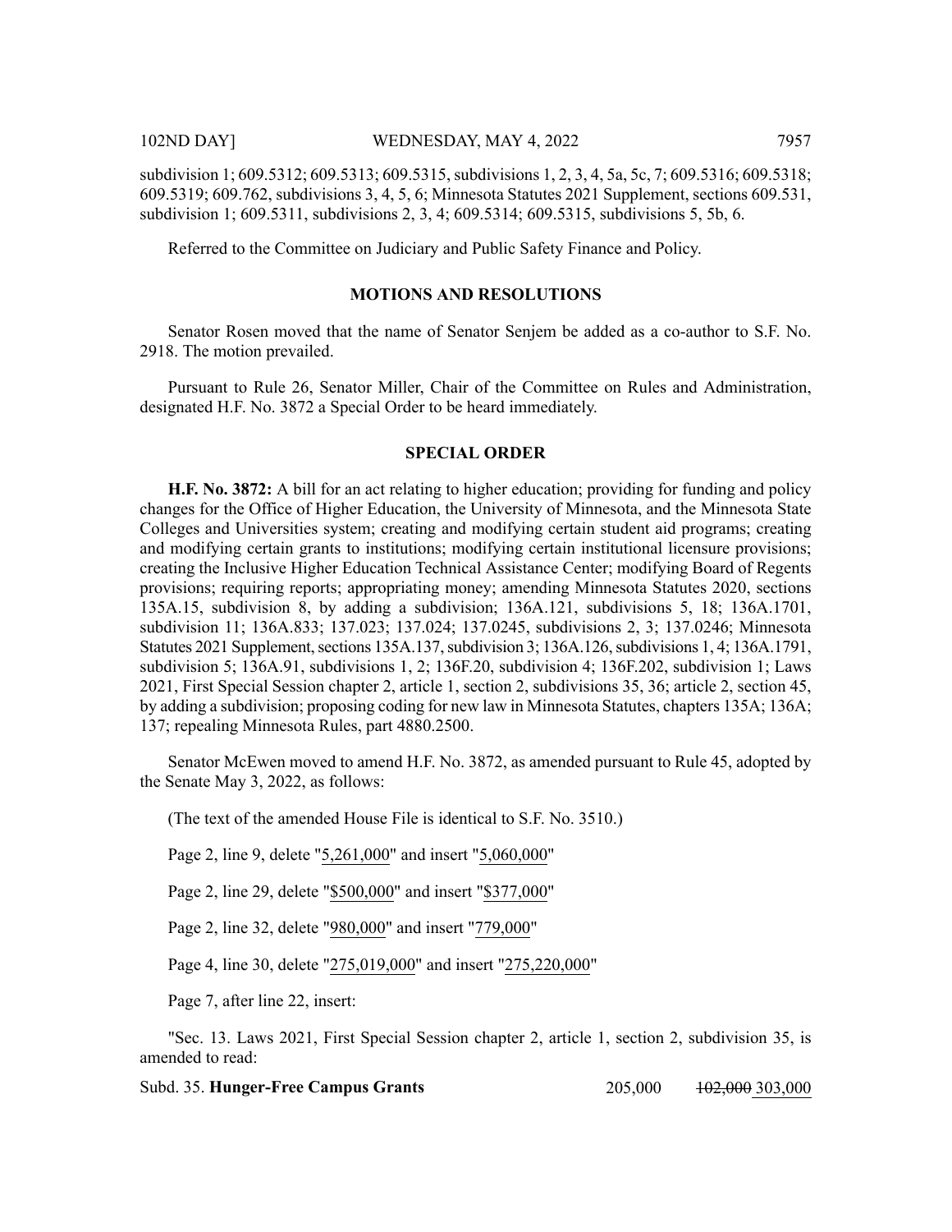subdivision 1; 609.5312; 609.5313; 609.5315, subdivisions 1, 2, 3, 4, 5a, 5c, 7; 609.5316; 609.5318; 609.5319; 609.762, subdivisions 3, 4, 5, 6; Minnesota Statutes 2021 Supplement, sections 609.531, subdivision 1; 609.5311, subdivisions 2, 3, 4; 609.5314; 609.5315, subdivisions 5, 5b, 6.

Referred to the Committee on Judiciary and Public Safety Finance and Policy.

## MOTIONS AND RESOLUTIONS

Senator Rosen moved that the name of Senator Senjem be added as a co-author to S.F. No. 2918. The motion prevailed.

Pursuant to Rule 26, Senator Miller, Chair of the Committee on Rules and Administration, designated H.F. No. 3872 a Special Order to be heard immediately.

## SPECIAL ORDER

**H.F. No. 3872:** A bill for an act relating to higher education; providing for funding and policy changes for the Office of Higher Education, the University of Minnesota, and the Minnesota State Colleges and Universities system; creating and modifying certain student aid programs; creating and modifying certain grants to institutions; modifying certain institutional licensure provisions; creating the Inclusive Higher Education Technical Assistance Center; modifying Board of Regents provisions; requiring reports; appropriating money; amending Minnesota Statutes 2020, sections 135A.15, subdivision 8, by adding a subdivision; 136A.121, subdivisions 5, 18; 136A.1701, subdivision 11; 136A.833; 137.023; 137.024; 137.0245, subdivisions 2, 3; 137.0246; Minnesota Statutes 2021 Supplement, sections 135A.137, subdivision 3; 136A.126, subdivisions 1, 4; 136A.1791, subdivision 5; 136A.91, subdivisions 1, 2; 136F.20, subdivision 4; 136F.202, subdivision 1; Laws 2021, First Special Session chapter 2, article 1, section 2, subdivisions 35, 36; article 2, section 45, by adding a subdivision; proposing coding for new law in Minnesota Statutes, chapters 135A; 136A; 137; repealing Minnesota Rules, part 4880.2500.

Senator McEwen moved to amend H.F. No. 3872, as amended pursuant to Rule 45, adopted by the Senate May 3, 2022, as follows:

(The text of the amended House File is identical to S.F. No. 3510.)

Page 2, line 9, delete "5,261,000" and insert "5,060,000"

Page 2, line 29, delete "$500,000" and insert "$377,000"

Page 2, line 32, delete "980,000" and insert "779,000"

Page 4, line 30, delete "275,019,000" and insert "275,220,000"

Page 7, after line 22, insert:

"Sec. 13. Laws 2021, First Special Session chapter 2, article 1, section 2, subdivision 35, is amended to read:

Subd. 35. **Hunger-Free Campus Grants** 205,000 ~~102,000~~ 303,000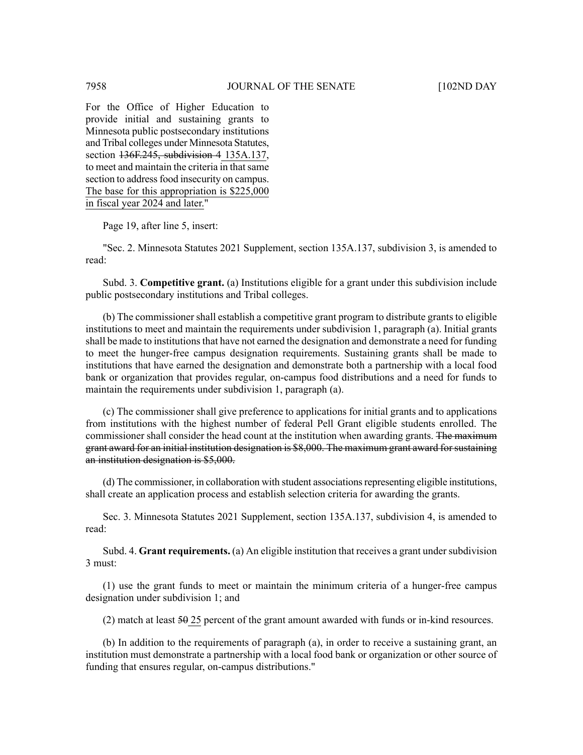For the Office of Higher Education to provide initial and sustaining grants to Minnesota public postsecondary institutions and Tribal colleges under Minnesota Statutes, section ~~136F.245, subdivision 4~~ 135A.137, to meet and maintain the criteria in that same section to address food insecurity on campus. The base for this appropriation is $225,000 in fiscal year 2024 and later."

Page 19, after line 5, insert:

"Sec. 2. Minnesota Statutes 2021 Supplement, section 135A.137, subdivision 3, is amended to read:

Subd. 3. **Competitive grant.** (a) Institutions eligible for a grant under this subdivision include public postsecondary institutions and Tribal colleges.

(b) The commissioner shall establish a competitive grant program to distribute grants to eligible institutions to meet and maintain the requirements under subdivision 1, paragraph (a). Initial grants shall be made to institutions that have not earned the designation and demonstrate a need for funding to meet the hunger-free campus designation requirements. Sustaining grants shall be made to institutions that have earned the designation and demonstrate both a partnership with a local food bank or organization that provides regular, on-campus food distributions and a need for funds to maintain the requirements under subdivision 1, paragraph (a).

(c) The commissioner shall give preference to applications for initial grants and to applications from institutions with the highest number of federal Pell Grant eligible students enrolled. The commissioner shall consider the head count at the institution when awarding grants. ~~The maximum grant award for an initial institution designation is $8,000. The maximum grant award for sustaining an institution designation is $5,000.~~

(d) The commissioner, in collaboration with student associations representing eligible institutions, shall create an application process and establish selection criteria for awarding the grants.

Sec. 3. Minnesota Statutes 2021 Supplement, section 135A.137, subdivision 4, is amended to read:

Subd. 4. **Grant requirements.** (a) An eligible institution that receives a grant under subdivision 3 must:

(1) use the grant funds to meet or maintain the minimum criteria of a hunger-free campus designation under subdivision 1; and

(2) match at least ~~50~~ 25 percent of the grant amount awarded with funds or in-kind resources.

(b) In addition to the requirements of paragraph (a), in order to receive a sustaining grant, an institution must demonstrate a partnership with a local food bank or organization or other source of funding that ensures regular, on-campus distributions."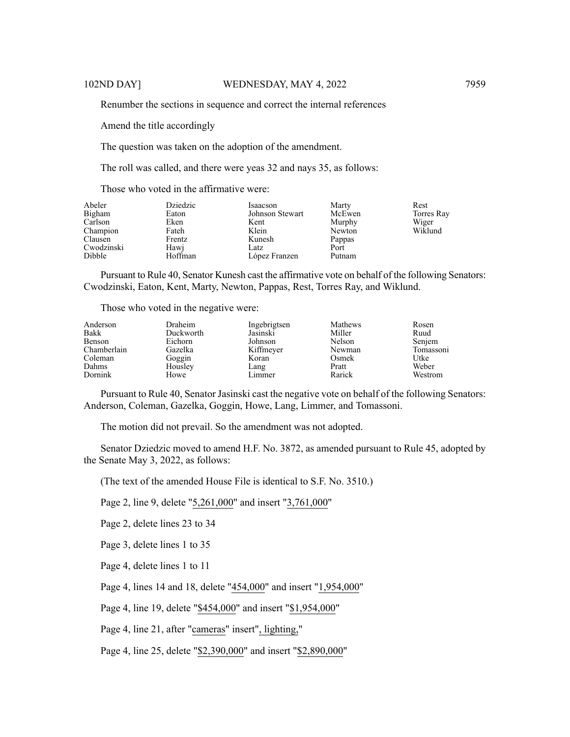Renumber the sections in sequence and correct the internal references

Amend the title accordingly

The question was taken on the adoption of the amendment.

The roll was called, and there were yeas 32 and nays 35, as follows:

Those who voted in the affirmative were:

| | | | | |
|---|---|---|---|---|
| Abeler | Dziedzic | Isaacson | Marty | Rest |
| Bigham | Eaton | Johnson Stewart | McEwen | Torres Ray |
| Carlson | Eken | Kent | Murphy | Wiger |
| Champion | Fateh | Klein | Newton | Wiklund |
| Clausen | Frentz | Kunesh | Pappas | |
| Cwodzinski | Hawj | Latz | Port | |
| Dibble | Hoffman | López Franzen | Putnam | |

Pursuant to Rule 40, Senator Kunesh cast the affirmative vote on behalf of the following Senators: Cwodzinski, Eaton, Kent, Marty, Newton, Pappas, Rest, Torres Ray, and Wiklund.

Those who voted in the negative were:

| | | | | |
|---|---|---|---|---|
| Anderson | Draheim | Ingebrigtsen | Mathews | Rosen |
| Bakk | Duckworth | Jasinski | Miller | Ruud |
| Benson | Eichorn | Johnson | Nelson | Senjem |
| Chamberlain | Gazelka | Kiffmeyer | Newman | Tomassoni |
| Coleman | Goggin | Koran | Osmek | Utke |
| Dahms | Housley | Lang | Pratt | Weber |
| Dornink | Howe | Limmer | Rarick | Westrom |

Pursuant to Rule 40, Senator Jasinski cast the negative vote on behalf of the following Senators: Anderson, Coleman, Gazelka, Goggin, Howe, Lang, Limmer, and Tomassoni.

The motion did not prevail. So the amendment was not adopted.

Senator Dziedzic moved to amend H.F. No. 3872, as amended pursuant to Rule 45, adopted by the Senate May 3, 2022, as follows:

(The text of the amended House File is identical to S.F. No. 3510.)

Page 2, line 9, delete "5,261,000" and insert "3,761,000"

Page 2, delete lines 23 to 34

Page 3, delete lines 1 to 35

Page 4, delete lines 1 to 11

Page 4, lines 14 and 18, delete "454,000" and insert "1,954,000"

Page 4, line 19, delete "$454,000" and insert "$1,954,000"

Page 4, line 21, after "cameras" insert ", lighting,"

Page 4, line 25, delete "$2,390,000" and insert "$2,890,000"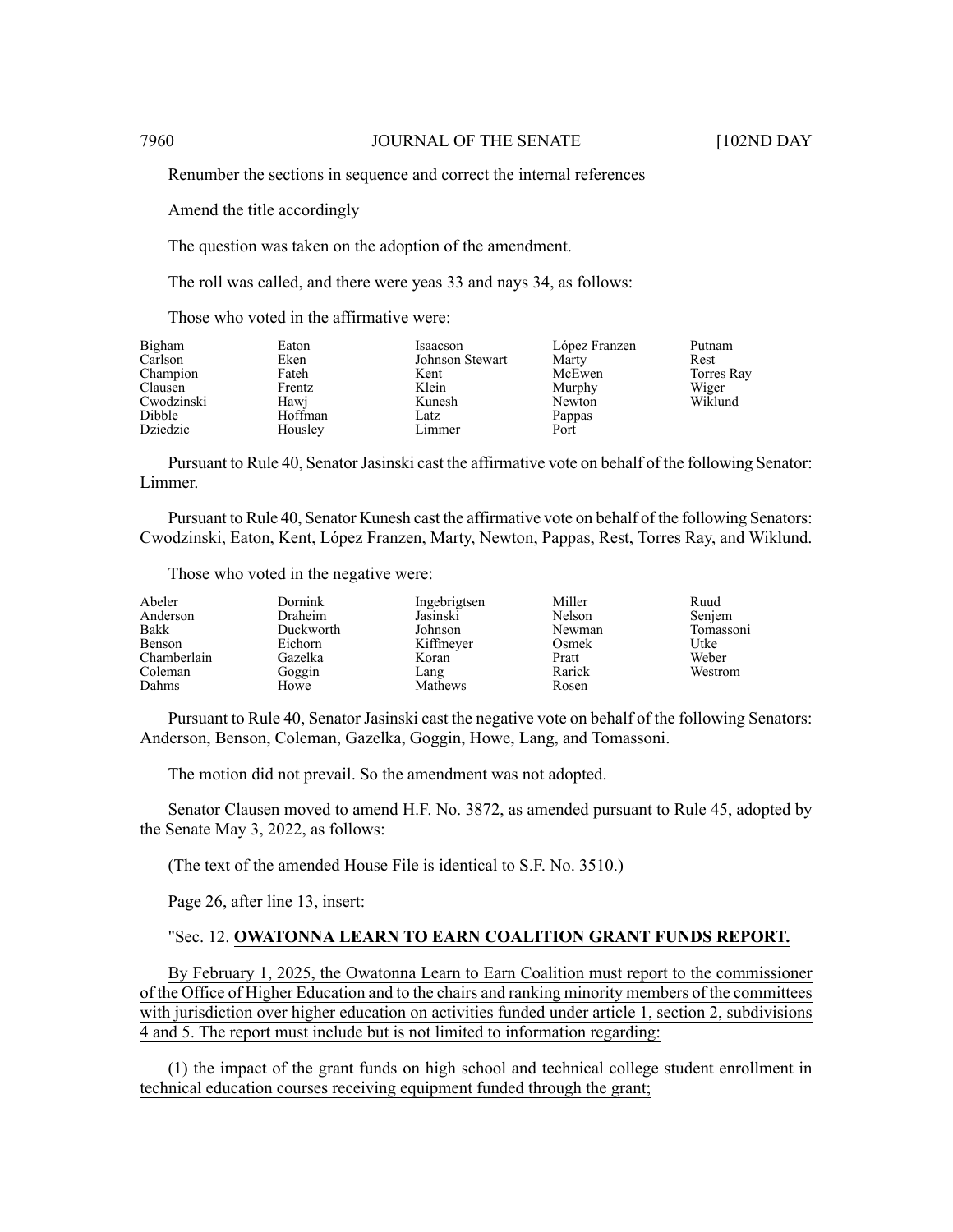Renumber the sections in sequence and correct the internal references

Amend the title accordingly

The question was taken on the adoption of the amendment.

The roll was called, and there were yeas 33 and nays 34, as follows:

Those who voted in the affirmative were:

| | | | | |
|---|---|---|---|---|
| Bigham | Eaton | Isaacson | López Franzen | Putnam |
| Carlson | Eken | Johnson Stewart | Marty | Rest |
| Champion | Fateh | Kent | McEwen | Torres Ray |
| Clausen | Frentz | Klein | Murphy | Wiger |
| Cwodzinski | Hawj | Kunesh | Newton | Wiklund |
| Dibble | Hoffman | Latz | Pappas | |
| Dziedzic | Housley | Limmer | Port | |

Pursuant to Rule 40, Senator Jasinski cast the affirmative vote on behalf of the following Senator: Limmer.

Pursuant to Rule 40, Senator Kunesh cast the affirmative vote on behalf of the following Senators: Cwodzinski, Eaton, Kent, López Franzen, Marty, Newton, Pappas, Rest, Torres Ray, and Wiklund.

Those who voted in the negative were:

| | | | | |
|---|---|---|---|---|
| Abeler | Dornink | Ingebrigtsen | Miller | Ruud |
| Anderson | Draheim | Jasinski | Nelson | Senjem |
| Bakk | Duckworth | Johnson | Newman | Tomassoni |
| Benson | Eichorn | Kiffmeyer | Osmek | Utke |
| Chamberlain | Gazelka | Koran | Pratt | Weber |
| Coleman | Goggin | Lang | Rarick | Westrom |
| Dahms | Howe | Mathews | Rosen | |

Pursuant to Rule 40, Senator Jasinski cast the negative vote on behalf of the following Senators: Anderson, Benson, Coleman, Gazelka, Goggin, Howe, Lang, and Tomassoni.

The motion did not prevail. So the amendment was not adopted.

Senator Clausen moved to amend H.F. No. 3872, as amended pursuant to Rule 45, adopted by the Senate May 3, 2022, as follows:

(The text of the amended House File is identical to S.F. No. 3510.)

Page 26, after line 13, insert:

"Sec. 12. **OWATONNA LEARN TO EARN COALITION GRANT FUNDS REPORT.**

By February 1, 2025, the Owatonna Learn to Earn Coalition must report to the commissioner of the Office of Higher Education and to the chairs and ranking minority members of the committees with jurisdiction over higher education on activities funded under article 1, section 2, subdivisions 4 and 5. The report must include but is not limited to information regarding:

(1) the impact of the grant funds on high school and technical college student enrollment in technical education courses receiving equipment funded through the grant;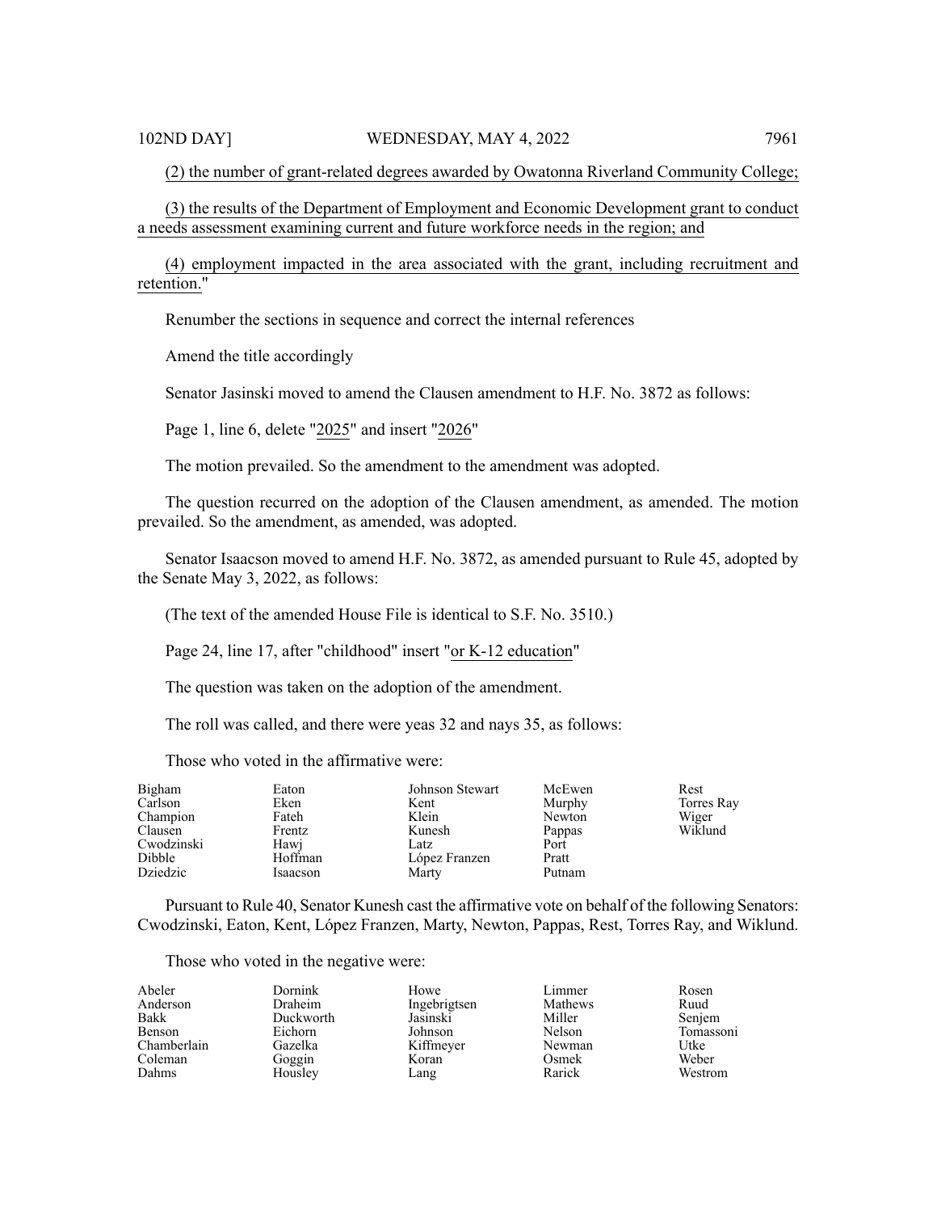(2) the number of grant-related degrees awarded by Owatonna Riverland Community College;

(3) the results of the Department of Employment and Economic Development grant to conduct a needs assessment examining current and future workforce needs in the region; and

(4) employment impacted in the area associated with the grant, including recruitment and retention."

Renumber the sections in sequence and correct the internal references

Amend the title accordingly

Senator Jasinski moved to amend the Clausen amendment to H.F. No. 3872 as follows:

Page 1, line 6, delete "2025" and insert "2026"

The motion prevailed. So the amendment to the amendment was adopted.

The question recurred on the adoption of the Clausen amendment, as amended. The motion prevailed. So the amendment, as amended, was adopted.

Senator Isaacson moved to amend H.F. No. 3872, as amended pursuant to Rule 45, adopted by the Senate May 3, 2022, as follows:

(The text of the amended House File is identical to S.F. No. 3510.)

Page 24, line 17, after "childhood" insert "or K-12 education"

The question was taken on the adoption of the amendment.

The roll was called, and there were yeas 32 and nays 35, as follows:

Those who voted in the affirmative were:

| | | | | |
|---|---|---|---|---|
| Bigham | Eaton | Johnson Stewart | McEwen | Rest |
| Carlson | Eken | Kent | Murphy | Torres Ray |
| Champion | Fateh | Klein | Newton | Wiger |
| Clausen | Frentz | Kunesh | Pappas | Wiklund |
| Cwodzinski | Hawj | Latz | Port | |
| Dibble | Hoffman | López Franzen | Pratt | |
| Dziedzic | Isaacson | Marty | Putnam | |

Pursuant to Rule 40, Senator Kunesh cast the affirmative vote on behalf of the following Senators: Cwodzinski, Eaton, Kent, López Franzen, Marty, Newton, Pappas, Rest, Torres Ray, and Wiklund.

Those who voted in the negative were:

| | | | | |
|---|---|---|---|---|
| Abeler | Dornink | Howe | Limmer | Rosen |
| Anderson | Draheim | Ingebrigtsen | Mathews | Ruud |
| Bakk | Duckworth | Jasinski | Miller | Senjem |
| Benson | Eichorn | Johnson | Nelson | Tomassoni |
| Chamberlain | Gazelka | Kiffmeyer | Newman | Utke |
| Coleman | Goggin | Koran | Osmek | Weber |
| Dahms | Housley | Lang | Rarick | Westrom |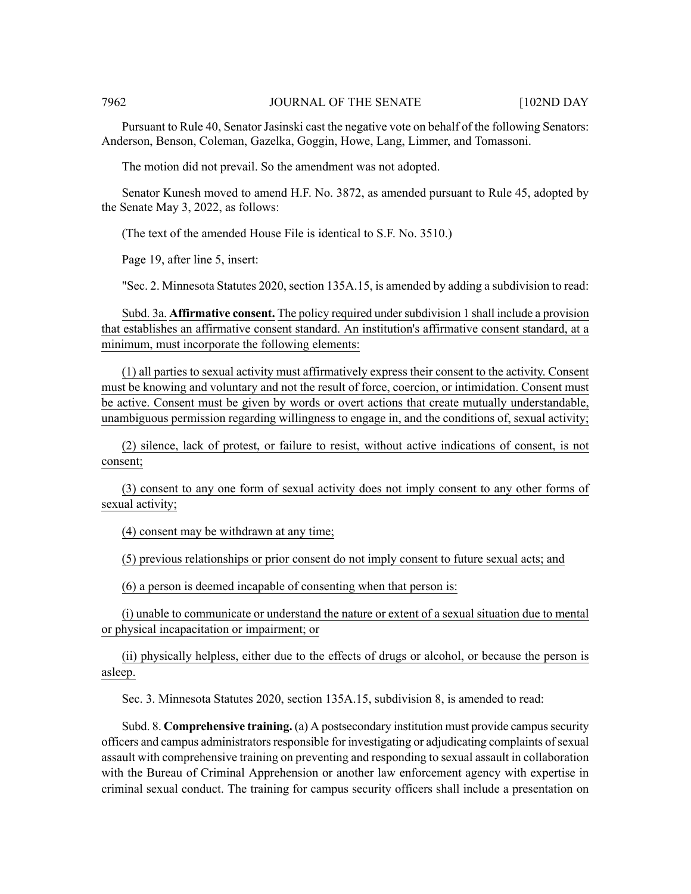Pursuant to Rule 40, Senator Jasinski cast the negative vote on behalf of the following Senators: Anderson, Benson, Coleman, Gazelka, Goggin, Howe, Lang, Limmer, and Tomassoni.

The motion did not prevail. So the amendment was not adopted.

Senator Kunesh moved to amend H.F. No. 3872, as amended pursuant to Rule 45, adopted by the Senate May 3, 2022, as follows:

(The text of the amended House File is identical to S.F. No. 3510.)

Page 19, after line 5, insert:

"Sec. 2. Minnesota Statutes 2020, section 135A.15, is amended by adding a subdivision to read:

Subd. 3a. **Affirmative consent.** The policy required under subdivision 1 shall include a provision that establishes an affirmative consent standard. An institution's affirmative consent standard, at a minimum, must incorporate the following elements:

(1) all parties to sexual activity must affirmatively express their consent to the activity. Consent must be knowing and voluntary and not the result of force, coercion, or intimidation. Consent must be active. Consent must be given by words or overt actions that create mutually understandable, unambiguous permission regarding willingness to engage in, and the conditions of, sexual activity;

(2) silence, lack of protest, or failure to resist, without active indications of consent, is not consent;

(3) consent to any one form of sexual activity does not imply consent to any other forms of sexual activity;

(4) consent may be withdrawn at any time;

(5) previous relationships or prior consent do not imply consent to future sexual acts; and

(6) a person is deemed incapable of consenting when that person is:

(i) unable to communicate or understand the nature or extent of a sexual situation due to mental or physical incapacitation or impairment; or

(ii) physically helpless, either due to the effects of drugs or alcohol, or because the person is asleep.

Sec. 3. Minnesota Statutes 2020, section 135A.15, subdivision 8, is amended to read:

Subd. 8. **Comprehensive training.** (a) A postsecondary institution must provide campus security officers and campus administrators responsible for investigating or adjudicating complaints of sexual assault with comprehensive training on preventing and responding to sexual assault in collaboration with the Bureau of Criminal Apprehension or another law enforcement agency with expertise in criminal sexual conduct. The training for campus security officers shall include a presentation on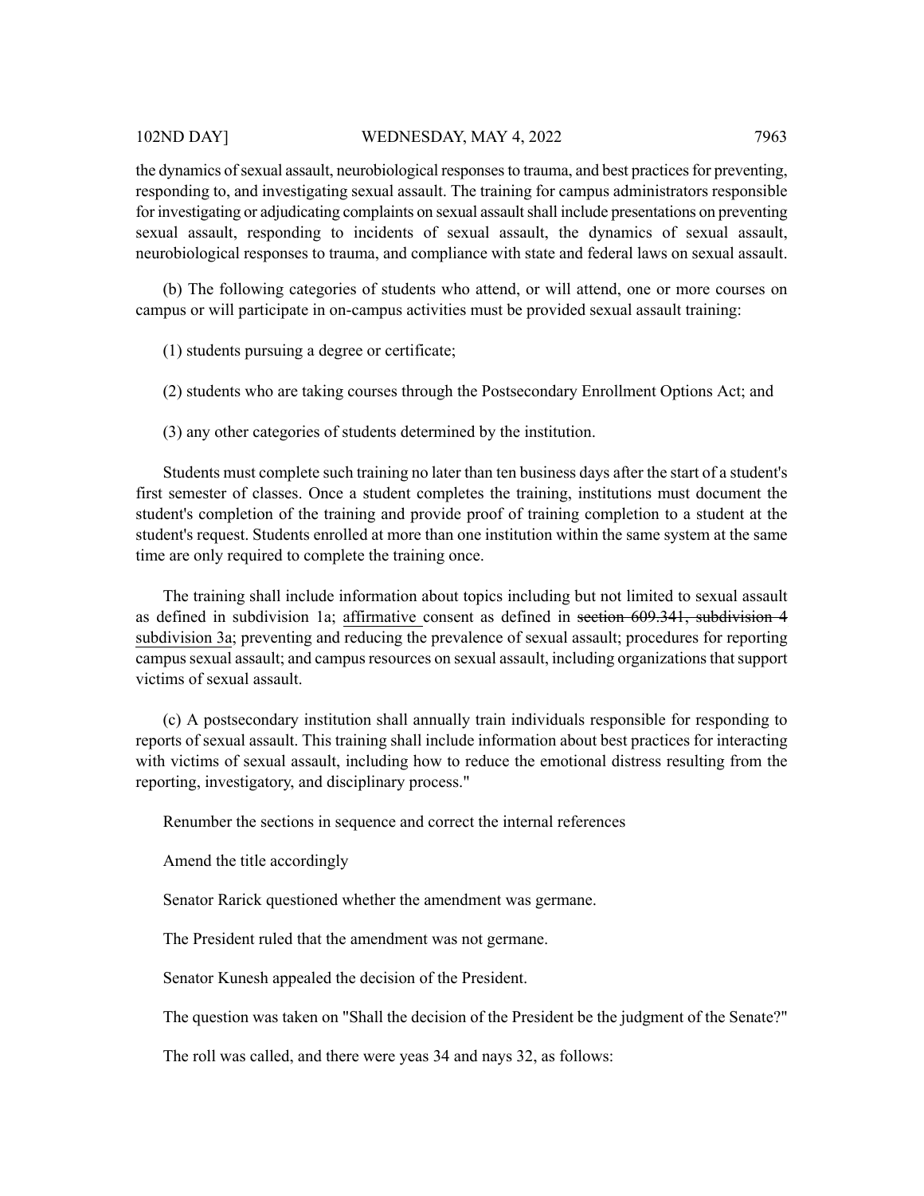the dynamics of sexual assault, neurobiological responses to trauma, and best practices for preventing, responding to, and investigating sexual assault. The training for campus administrators responsible for investigating or adjudicating complaints on sexual assault shall include presentations on preventing sexual assault, responding to incidents of sexual assault, the dynamics of sexual assault, neurobiological responses to trauma, and compliance with state and federal laws on sexual assault.

(b) The following categories of students who attend, or will attend, one or more courses on campus or will participate in on-campus activities must be provided sexual assault training:

(1) students pursuing a degree or certificate;

(2) students who are taking courses through the Postsecondary Enrollment Options Act; and

(3) any other categories of students determined by the institution.

Students must complete such training no later than ten business days after the start of a student's first semester of classes. Once a student completes the training, institutions must document the student's completion of the training and provide proof of training completion to a student at the student's request. Students enrolled at more than one institution within the same system at the same time are only required to complete the training once.

The training shall include information about topics including but not limited to sexual assault as defined in subdivision 1a; <u>affirmative</u> consent as defined in ~~section 609.341, subdivision 4~~ <u>subdivision 3a</u>; preventing and reducing the prevalence of sexual assault; procedures for reporting campus sexual assault; and campus resources on sexual assault, including organizations that support victims of sexual assault.

(c) A postsecondary institution shall annually train individuals responsible for responding to reports of sexual assault. This training shall include information about best practices for interacting with victims of sexual assault, including how to reduce the emotional distress resulting from the reporting, investigatory, and disciplinary process."

Renumber the sections in sequence and correct the internal references

Amend the title accordingly

Senator Rarick questioned whether the amendment was germane.

The President ruled that the amendment was not germane.

Senator Kunesh appealed the decision of the President.

The question was taken on "Shall the decision of the President be the judgment of the Senate?"

The roll was called, and there were yeas 34 and nays 32, as follows: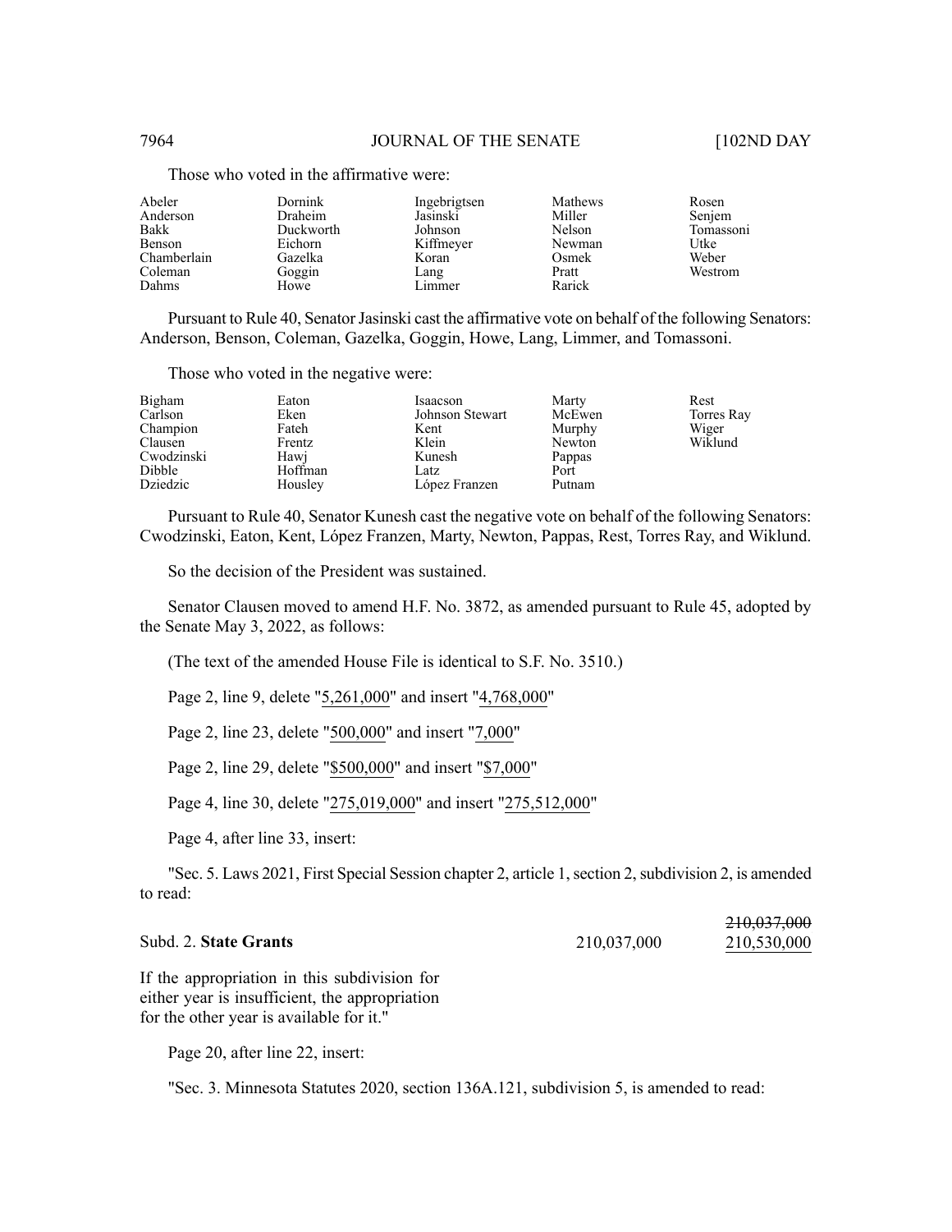Those who voted in the affirmative were:

| | | | | |
|---|---|---|---|---|
| Abeler | Dornink | Ingebrigtsen | Mathews | Rosen |
| Anderson | Draheim | Jasinski | Miller | Senjem |
| Bakk | Duckworth | Johnson | Nelson | Tomassoni |
| Benson | Eichorn | Kiffmeyer | Newman | Utke |
| Chamberlain | Gazelka | Koran | Osmek | Weber |
| Coleman | Goggin | Lang | Pratt | Westrom |
| Dahms | Howe | Limmer | Rarick | |

Pursuant to Rule 40, Senator Jasinski cast the affirmative vote on behalf of the following Senators: Anderson, Benson, Coleman, Gazelka, Goggin, Howe, Lang, Limmer, and Tomassoni.

Those who voted in the negative were:

| | | | | |
|---|---|---|---|---|
| Bigham | Eaton | Isaacson | Marty | Rest |
| Carlson | Eken | Johnson Stewart | McEwen | Torres Ray |
| Champion | Fateh | Kent | Murphy | Wiger |
| Clausen | Frentz | Klein | Newton | Wiklund |
| Cwodzinski | Hawj | Kunesh | Pappas | |
| Dibble | Hoffman | Latz | Port | |
| Dziedzic | Housley | López Franzen | Putnam | |

Pursuant to Rule 40, Senator Kunesh cast the negative vote on behalf of the following Senators: Cwodzinski, Eaton, Kent, López Franzen, Marty, Newton, Pappas, Rest, Torres Ray, and Wiklund.

So the decision of the President was sustained.

Senator Clausen moved to amend H.F. No. 3872, as amended pursuant to Rule 45, adopted by the Senate May 3, 2022, as follows:

(The text of the amended House File is identical to S.F. No. 3510.)

Page 2, line 9, delete "5,261,000" and insert "4,768,000"

Page 2, line 23, delete "500,000" and insert "7,000"

Page 2, line 29, delete "$500,000" and insert "$7,000"

Page 4, line 30, delete "275,019,000" and insert "275,512,000"

Page 4, after line 33, insert:

"Sec. 5. Laws 2021, First Special Session chapter 2, article 1, section 2, subdivision 2, is amended to read:

| | | |
|---|---|---|
| Subd. 2. **State Grants** | 210,037,000 | ~~210,037,000~~ 210,530,000 |

If the appropriation in this subdivision for either year is insufficient, the appropriation for the other year is available for it."

Page 20, after line 22, insert:

"Sec. 3. Minnesota Statutes 2020, section 136A.121, subdivision 5, is amended to read: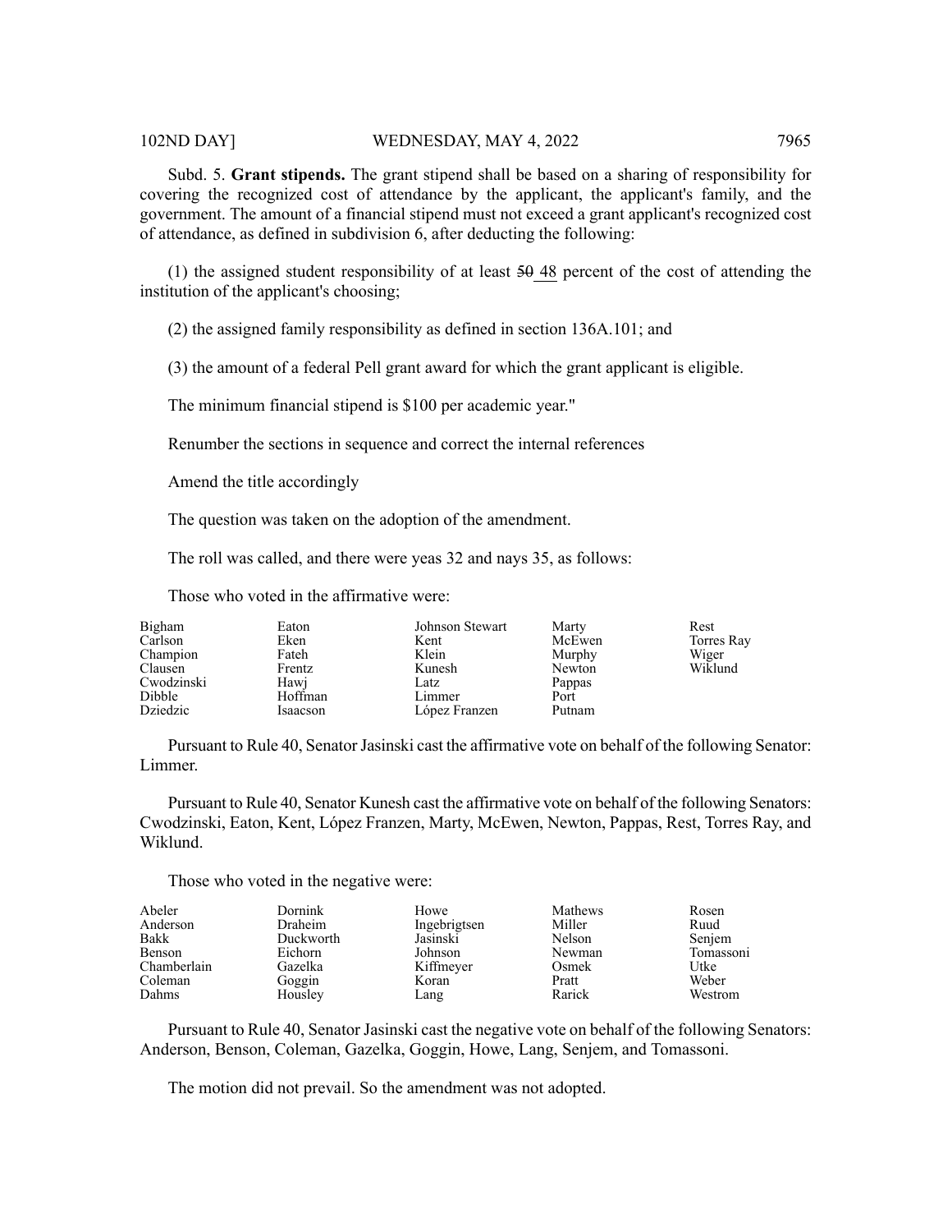Subd. 5. **Grant stipends.** The grant stipend shall be based on a sharing of responsibility for covering the recognized cost of attendance by the applicant, the applicant's family, and the government. The amount of a financial stipend must not exceed a grant applicant's recognized cost of attendance, as defined in subdivision 6, after deducting the following:

(1) the assigned student responsibility of at least ~~50~~ 48 percent of the cost of attending the institution of the applicant's choosing;

(2) the assigned family responsibility as defined in section 136A.101; and

(3) the amount of a federal Pell grant award for which the grant applicant is eligible.

The minimum financial stipend is $100 per academic year."

Renumber the sections in sequence and correct the internal references

Amend the title accordingly

The question was taken on the adoption of the amendment.

The roll was called, and there were yeas 32 and nays 35, as follows:

Those who voted in the affirmative were:

| | | | | |
|---|---|---|---|---|
| Bigham | Eaton | Johnson Stewart | Marty | Rest |
| Carlson | Eken | Kent | McEwen | Torres Ray |
| Champion | Fateh | Klein | Murphy | Wiger |
| Clausen | Frentz | Kunesh | Newton | Wiklund |
| Cwodzinski | Hawj | Latz | Pappas | |
| Dibble | Hoffman | Limmer | Port | |
| Dziedzic | Isaacson | López Franzen | Putnam | |

Pursuant to Rule 40, Senator Jasinski cast the affirmative vote on behalf of the following Senator: Limmer.

Pursuant to Rule 40, Senator Kunesh cast the affirmative vote on behalf of the following Senators: Cwodzinski, Eaton, Kent, López Franzen, Marty, McEwen, Newton, Pappas, Rest, Torres Ray, and Wiklund.

Those who voted in the negative were:

| | | | | |
|---|---|---|---|---|
| Abeler | Dornink | Howe | Mathews | Rosen |
| Anderson | Draheim | Ingebrigtsen | Miller | Ruud |
| Bakk | Duckworth | Jasinski | Nelson | Senjem |
| Benson | Eichorn | Johnson | Newman | Tomassoni |
| Chamberlain | Gazelka | Kiffmeyer | Osmek | Utke |
| Coleman | Goggin | Koran | Pratt | Weber |
| Dahms | Housley | Lang | Rarick | Westrom |

Pursuant to Rule 40, Senator Jasinski cast the negative vote on behalf of the following Senators: Anderson, Benson, Coleman, Gazelka, Goggin, Howe, Lang, Senjem, and Tomassoni.

The motion did not prevail. So the amendment was not adopted.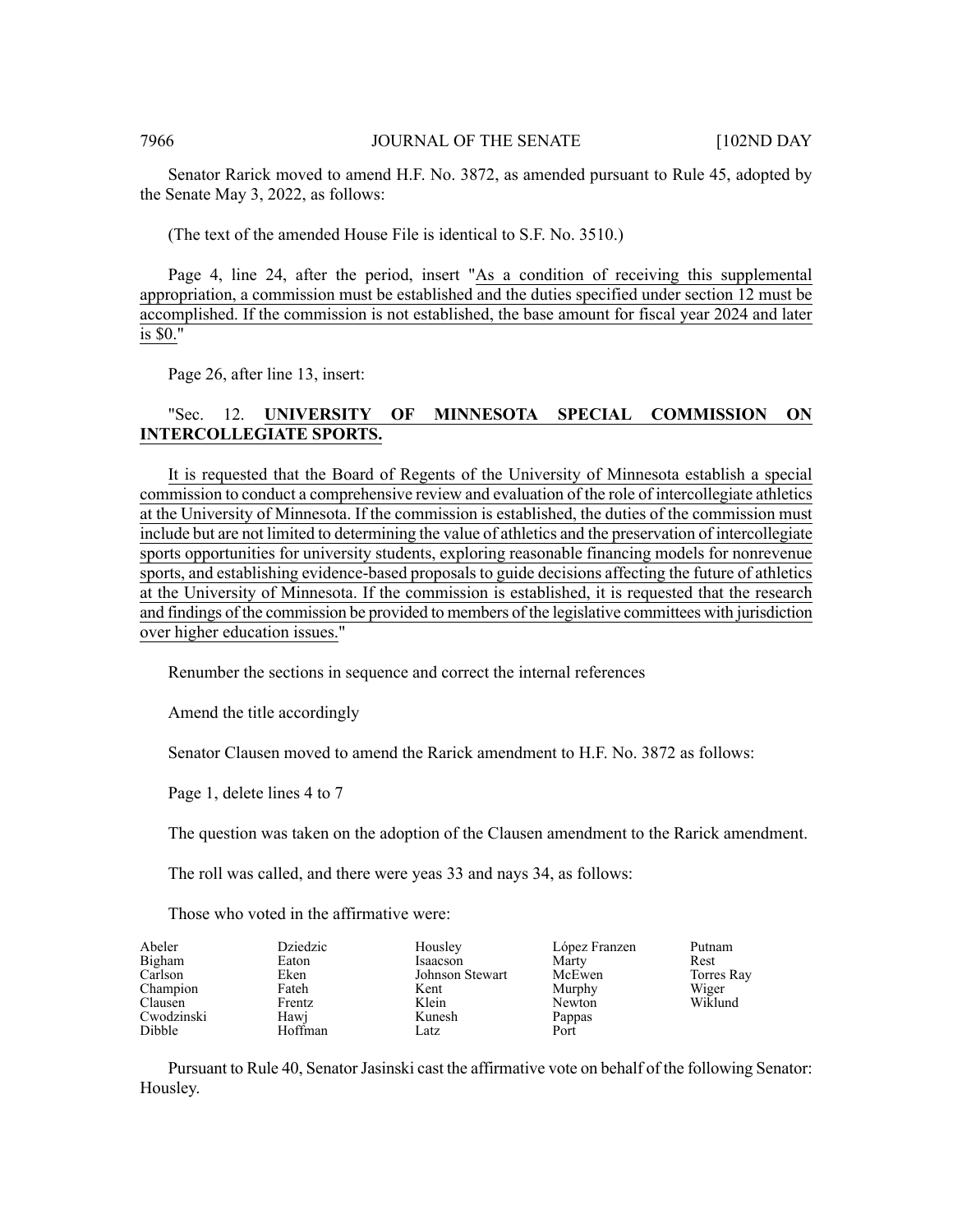Senator Rarick moved to amend H.F. No. 3872, as amended pursuant to Rule 45, adopted by the Senate May 3, 2022, as follows:

(The text of the amended House File is identical to S.F. No. 3510.)

Page 4, line 24, after the period, insert "As a condition of receiving this supplemental appropriation, a commission must be established and the duties specified under section 12 must be accomplished. If the commission is not established, the base amount for fiscal year 2024 and later is $0."

Page 26, after line 13, insert:

"Sec. 12. **UNIVERSITY OF MINNESOTA SPECIAL COMMISSION ON INTERCOLLEGIATE SPORTS.**

It is requested that the Board of Regents of the University of Minnesota establish a special commission to conduct a comprehensive review and evaluation of the role of intercollegiate athletics at the University of Minnesota. If the commission is established, the duties of the commission must include but are not limited to determining the value of athletics and the preservation of intercollegiate sports opportunities for university students, exploring reasonable financing models for nonrevenue sports, and establishing evidence-based proposals to guide decisions affecting the future of athletics at the University of Minnesota. If the commission is established, it is requested that the research and findings of the commission be provided to members of the legislative committees with jurisdiction over higher education issues."

Renumber the sections in sequence and correct the internal references

Amend the title accordingly

Senator Clausen moved to amend the Rarick amendment to H.F. No. 3872 as follows:

Page 1, delete lines 4 to 7

The question was taken on the adoption of the Clausen amendment to the Rarick amendment.

The roll was called, and there were yeas 33 and nays 34, as follows:

Those who voted in the affirmative were:

| | | | | |
|---|---|---|---|---|
| Abeler | Dziedzic | Housley | López Franzen | Putnam |
| Bigham | Eaton | Isaacson | Marty | Rest |
| Carlson | Eken | Johnson Stewart | McEwen | Torres Ray |
| Champion | Fateh | Kent | Murphy | Wiger |
| Clausen | Frentz | Klein | Newton | Wiklund |
| Cwodzinski | Hawj | Kunesh | Pappas | |
| Dibble | Hoffman | Latz | Port | |

Pursuant to Rule 40, Senator Jasinski cast the affirmative vote on behalf of the following Senator: Housley.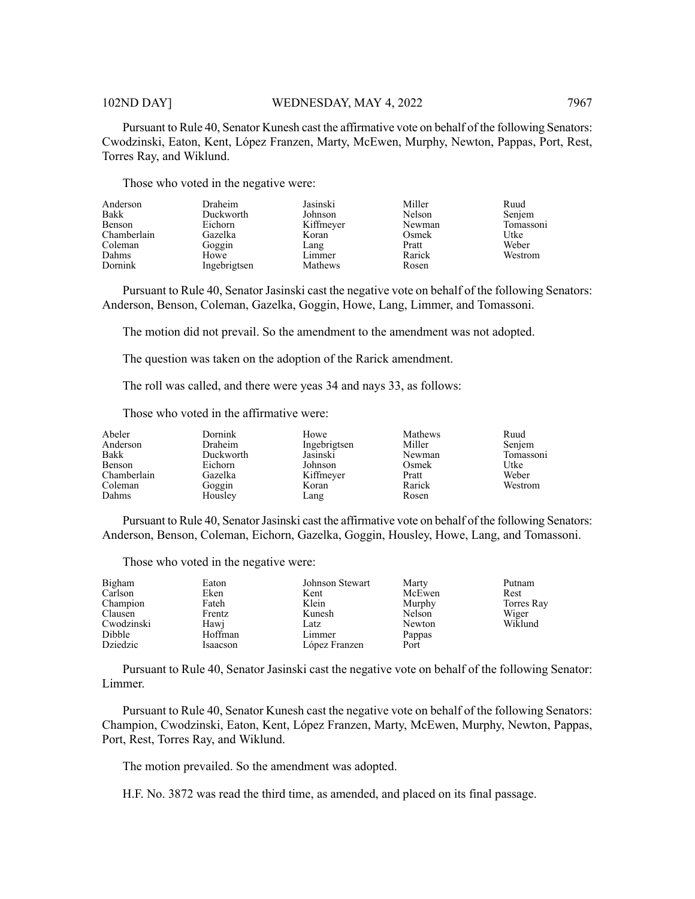Pursuant to Rule 40, Senator Kunesh cast the affirmative vote on behalf of the following Senators: Cwodzinski, Eaton, Kent, López Franzen, Marty, McEwen, Murphy, Newton, Pappas, Port, Rest, Torres Ray, and Wiklund.

Those who voted in the negative were:

| | | | | |
|---|---|---|---|---|
| Anderson | Draheim | Jasinski | Miller | Ruud |
| Bakk | Duckworth | Johnson | Nelson | Senjem |
| Benson | Eichorn | Kiffmeyer | Newman | Tomassoni |
| Chamberlain | Gazelka | Koran | Osmek | Utke |
| Coleman | Goggin | Lang | Pratt | Weber |
| Dahms | Howe | Limmer | Rarick | Westrom |
| Dornink | Ingebrigtsen | Mathews | Rosen | |

Pursuant to Rule 40, Senator Jasinski cast the negative vote on behalf of the following Senators: Anderson, Benson, Coleman, Gazelka, Goggin, Howe, Lang, Limmer, and Tomassoni.

The motion did not prevail. So the amendment to the amendment was not adopted.

The question was taken on the adoption of the Rarick amendment.

The roll was called, and there were yeas 34 and nays 33, as follows:

Those who voted in the affirmative were:

| | | | | |
|---|---|---|---|---|
| Abeler | Dornink | Howe | Mathews | Ruud |
| Anderson | Draheim | Ingebrigtsen | Miller | Senjem |
| Bakk | Duckworth | Jasinski | Newman | Tomassoni |
| Benson | Eichorn | Johnson | Osmek | Utke |
| Chamberlain | Gazelka | Kiffmeyer | Pratt | Weber |
| Coleman | Goggin | Koran | Rarick | Westrom |
| Dahms | Housley | Lang | Rosen | |

Pursuant to Rule 40, Senator Jasinski cast the affirmative vote on behalf of the following Senators: Anderson, Benson, Coleman, Eichorn, Gazelka, Goggin, Housley, Howe, Lang, and Tomassoni.

Those who voted in the negative were:

| | | | | |
|---|---|---|---|---|
| Bigham | Eaton | Johnson Stewart | Marty | Putnam |
| Carlson | Eken | Kent | McEwen | Rest |
| Champion | Fateh | Klein | Murphy | Torres Ray |
| Clausen | Frentz | Kunesh | Nelson | Wiger |
| Cwodzinski | Hawj | Latz | Newton | Wiklund |
| Dibble | Hoffman | Limmer | Pappas | |
| Dziedzic | Isaacson | López Franzen | Port | |

Pursuant to Rule 40, Senator Jasinski cast the negative vote on behalf of the following Senator: Limmer.

Pursuant to Rule 40, Senator Kunesh cast the negative vote on behalf of the following Senators: Champion, Cwodzinski, Eaton, Kent, López Franzen, Marty, McEwen, Murphy, Newton, Pappas, Port, Rest, Torres Ray, and Wiklund.

The motion prevailed. So the amendment was adopted.

H.F. No. 3872 was read the third time, as amended, and placed on its final passage.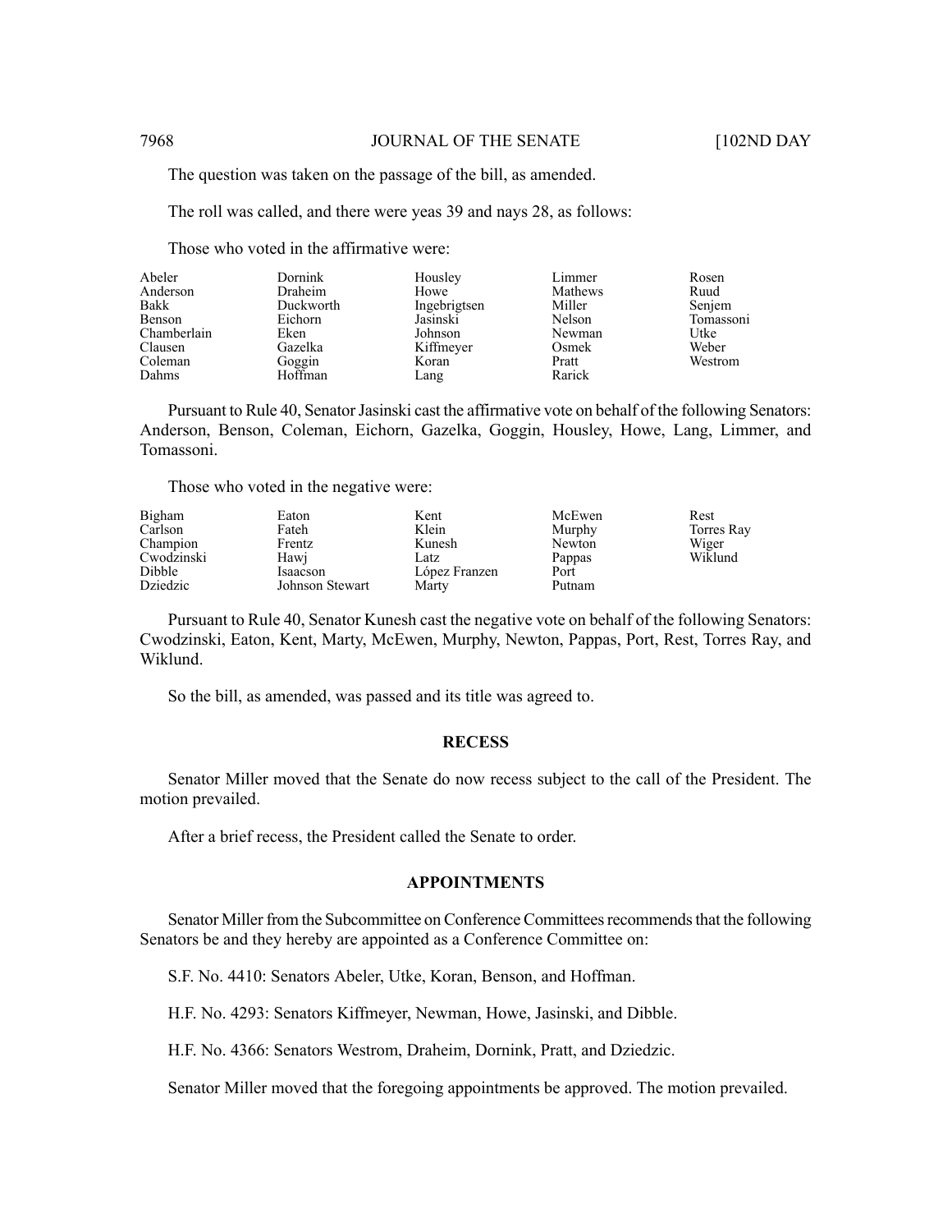The question was taken on the passage of the bill, as amended.

The roll was called, and there were yeas 39 and nays 28, as follows:

Those who voted in the affirmative were:

| | | | | |
|---|---|---|---|---|
| Abeler | Dornink | Housley | Limmer | Rosen |
| Anderson | Draheim | Howe | Mathews | Ruud |
| Bakk | Duckworth | Ingebrigtsen | Miller | Senjem |
| Benson | Eichorn | Jasinski | Nelson | Tomassoni |
| Chamberlain | Eken | Johnson | Newman | Utke |
| Clausen | Gazelka | Kiffmeyer | Osmek | Weber |
| Coleman | Goggin | Koran | Pratt | Westrom |
| Dahms | Hoffman | Lang | Rarick | |

Pursuant to Rule 40, Senator Jasinski cast the affirmative vote on behalf of the following Senators: Anderson, Benson, Coleman, Eichorn, Gazelka, Goggin, Housley, Howe, Lang, Limmer, and Tomassoni.

Those who voted in the negative were:

| | | | | |
|---|---|---|---|---|
| Bigham | Eaton | Kent | McEwen | Rest |
| Carlson | Fateh | Klein | Murphy | Torres Ray |
| Champion | Frentz | Kunesh | Newton | Wiger |
| Cwodzinski | Hawj | Latz | Pappas | Wiklund |
| Dibble | Isaacson | López Franzen | Port | |
| Dziedzic | Johnson Stewart | Marty | Putnam | |

Pursuant to Rule 40, Senator Kunesh cast the negative vote on behalf of the following Senators: Cwodzinski, Eaton, Kent, Marty, McEwen, Murphy, Newton, Pappas, Port, Rest, Torres Ray, and Wiklund.

So the bill, as amended, was passed and its title was agreed to.

## RECESS

Senator Miller moved that the Senate do now recess subject to the call of the President. The motion prevailed.

After a brief recess, the President called the Senate to order.

## APPOINTMENTS

Senator Miller from the Subcommittee on Conference Committees recommends that the following Senators be and they hereby are appointed as a Conference Committee on:

S.F. No. 4410: Senators Abeler, Utke, Koran, Benson, and Hoffman.

H.F. No. 4293: Senators Kiffmeyer, Newman, Howe, Jasinski, and Dibble.

H.F. No. 4366: Senators Westrom, Draheim, Dornink, Pratt, and Dziedzic.

Senator Miller moved that the foregoing appointments be approved. The motion prevailed.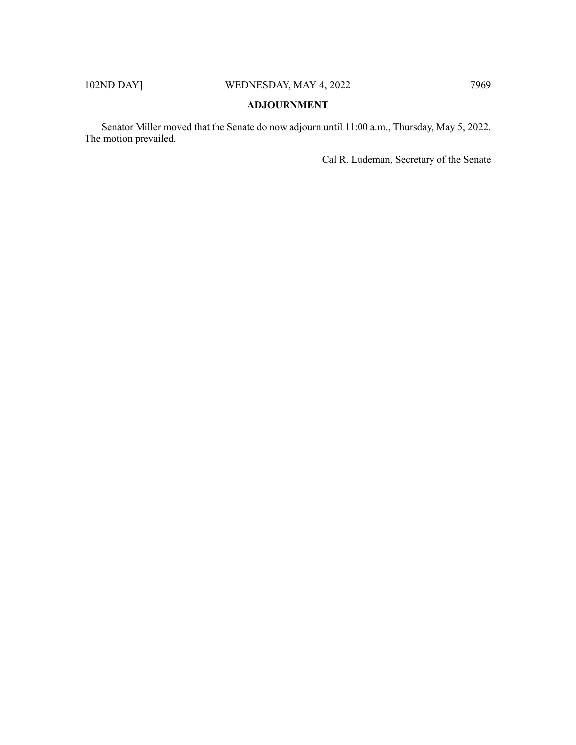**ADJOURNMENT**

Senator Miller moved that the Senate do now adjourn until 11:00 a.m., Thursday, May 5, 2022. The motion prevailed.

Cal R. Ludeman, Secretary of the Senate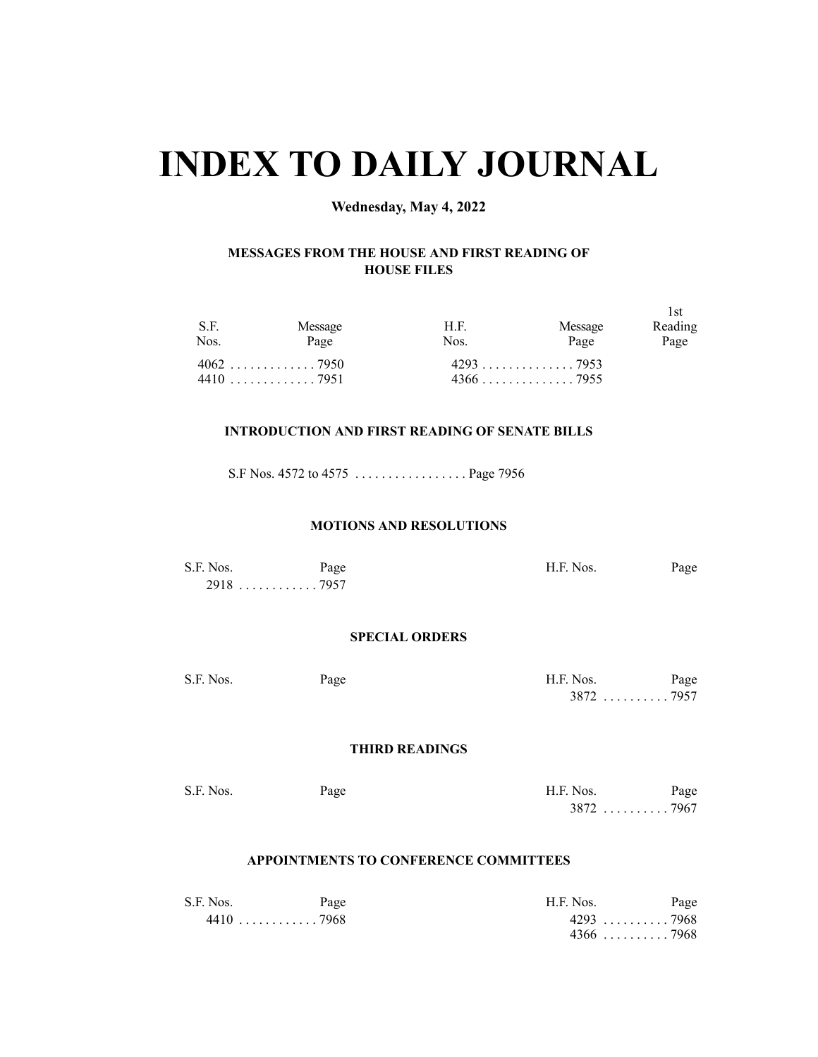# INDEX TO DAILY JOURNAL

**Wednesday, May 4, 2022**

### MESSAGES FROM THE HOUSE AND FIRST READING OF HOUSE FILES

| S.F. Nos. | Message Page | H.F. Nos. | Message Page | 1st Reading Page |
|---|---|---|---|---|
| 4062 | 7950 | 4293 | 7953 | |
| 4410 | 7951 | 4366 | 7955 | |

### INTRODUCTION AND FIRST READING OF SENATE BILLS

S.F Nos. 4572 to 4575 . . . . . . . . . . . . . . . . . Page 7956

### MOTIONS AND RESOLUTIONS

| S.F. Nos. | Page | H.F. Nos. | Page |
|---|---|---|---|
| 2918 | 7957 | | |

### SPECIAL ORDERS

| S.F. Nos. | Page | H.F. Nos. | Page |
|---|---|---|---|
| | | 3872 | 7957 |

### THIRD READINGS

| S.F. Nos. | Page | H.F. Nos. | Page |
|---|---|---|---|
| | | 3872 | 7967 |

### APPOINTMENTS TO CONFERENCE COMMITTEES

| S.F. Nos. | Page | H.F. Nos. | Page |
|---|---|---|---|
| 4410 | 7968 | 4293 | 7968 |
| | | 4366 | 7968 |